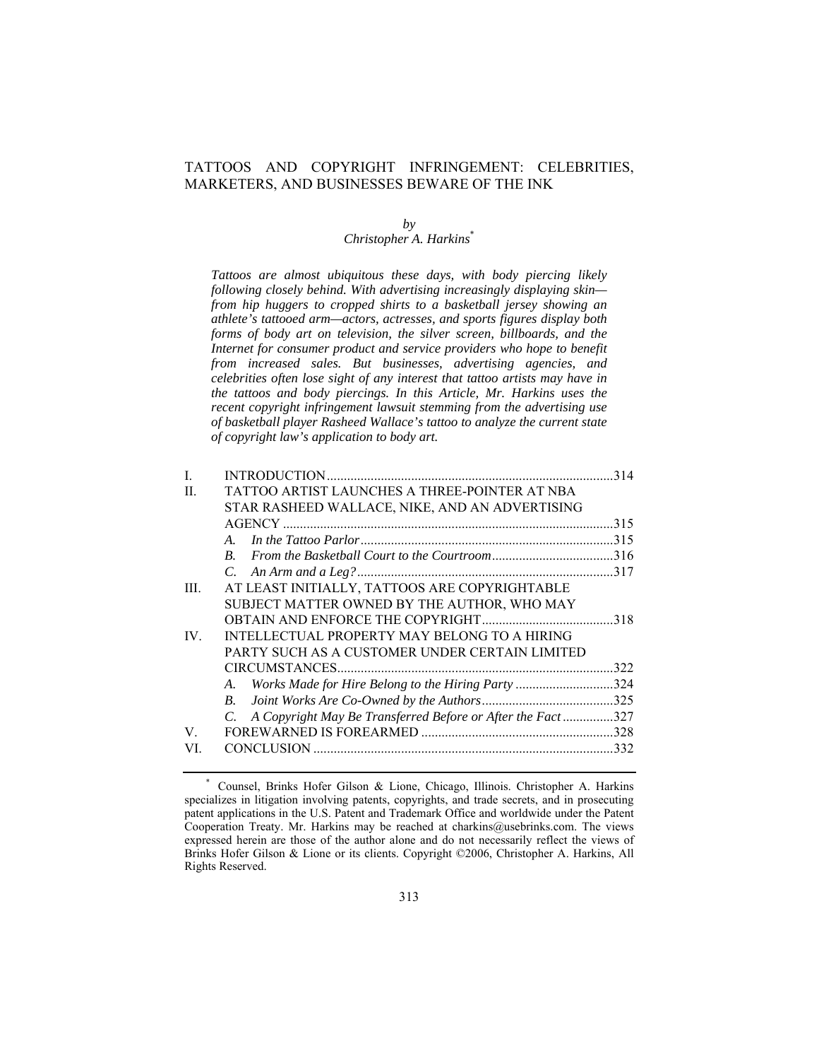# TATTOOS AND COPYRIGHT INFRINGEMENT: CELEBRITIES, MARKETERS, AND BUSINESSES BEWARE OF THE INK

*by*
*Christopher A. Harkins*[*]

*Tattoos are almost ubiquitous these days, with body piercing likely following closely behind. With advertising increasingly displaying skin—from hip huggers to cropped shirts to a basketball jersey showing an athlete's tattooed arm—actors, actresses, and sports figures display both forms of body art on television, the silver screen, billboards, and the Internet for consumer product and service providers who hope to benefit from increased sales. But businesses, advertising agencies, and celebrities often lose sight of any interest that tattoo artists may have in the tattoos and body piercings. In this Article, Mr. Harkins uses the recent copyright infringement lawsuit stemming from the advertising use of basketball player Rasheed Wallace's tattoo to analyze the current state of copyright law's application to body art.*

| | | |
|---|---|---|
| I. | INTRODUCTION | 314 |
| II. | TATTOO ARTIST LAUNCHES A THREE-POINTER AT NBA STAR RASHEED WALLACE, NIKE, AND AN ADVERTISING AGENCY | 315 |
| | *A. In the Tattoo Parlor* | 315 |
| | *B. From the Basketball Court to the Courtroom* | 316 |
| | *C. An Arm and a Leg?* | 317 |
| III. | AT LEAST INITIALLY, TATTOOS ARE COPYRIGHTABLE SUBJECT MATTER OWNED BY THE AUTHOR, WHO MAY OBTAIN AND ENFORCE THE COPYRIGHT | 318 |
| IV. | INTELLECTUAL PROPERTY MAY BELONG TO A HIRING PARTY SUCH AS A CUSTOMER UNDER CERTAIN LIMITED CIRCUMSTANCES | 322 |
| | *A. Works Made for Hire Belong to the Hiring Party* | 324 |
| | *B. Joint Works Are Co-Owned by the Authors* | 325 |
| | *C. A Copyright May Be Transferred Before or After the Fact* | 327 |
| V. | FOREWARNED IS FOREARMED | 328 |
| VI. | CONCLUSION | 332 |

---

[*] Counsel, Brinks Hofer Gilson & Lione, Chicago, Illinois. Christopher A. Harkins specializes in litigation involving patents, copyrights, and trade secrets, and in prosecuting patent applications in the U.S. Patent and Trademark Office and worldwide under the Patent Cooperation Treaty. Mr. Harkins may be reached at charkins@usebrinks.com. The views expressed herein are those of the author alone and do not necessarily reflect the views of Brinks Hofer Gilson & Lione or its clients. Copyright ©2006, Christopher A. Harkins, All Rights Reserved.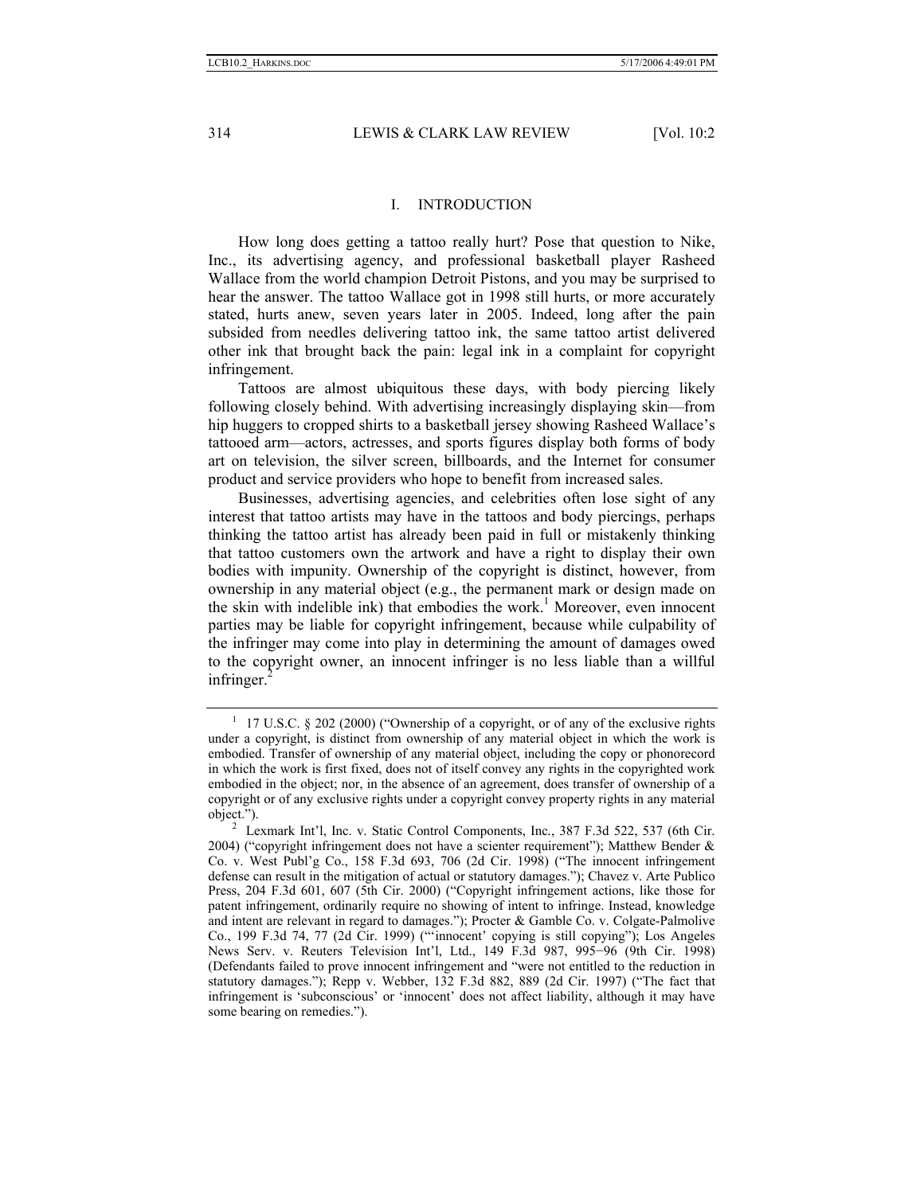## I. INTRODUCTION

How long does getting a tattoo really hurt? Pose that question to Nike, Inc., its advertising agency, and professional basketball player Rasheed Wallace from the world champion Detroit Pistons, and you may be surprised to hear the answer. The tattoo Wallace got in 1998 still hurts, or more accurately stated, hurts anew, seven years later in 2005. Indeed, long after the pain subsided from needles delivering tattoo ink, the same tattoo artist delivered other ink that brought back the pain: legal ink in a complaint for copyright infringement.

Tattoos are almost ubiquitous these days, with body piercing likely following closely behind. With advertising increasingly displaying skin—from hip huggers to cropped shirts to a basketball jersey showing Rasheed Wallace's tattooed arm—actors, actresses, and sports figures display both forms of body art on television, the silver screen, billboards, and the Internet for consumer product and service providers who hope to benefit from increased sales.

Businesses, advertising agencies, and celebrities often lose sight of any interest that tattoo artists may have in the tattoos and body piercings, perhaps thinking the tattoo artist has already been paid in full or mistakenly thinking that tattoo customers own the artwork and have a right to display their own bodies with impunity. Ownership of the copyright is distinct, however, from ownership in any material object (e.g., the permanent mark or design made on the skin with indelible ink) that embodies the work.[1] Moreover, even innocent parties may be liable for copyright infringement, because while culpability of the infringer may come into play in determining the amount of damages owed to the copyright owner, an innocent infringer is no less liable than a willful infringer.[2]

---

[1] 17 U.S.C. § 202 (2000) ("Ownership of a copyright, or of any of the exclusive rights under a copyright, is distinct from ownership of any material object in which the work is embodied. Transfer of ownership of any material object, including the copy or phonorecord in which the work is first fixed, does not of itself convey any rights in the copyrighted work embodied in the object; nor, in the absence of an agreement, does transfer of ownership of a copyright or of any exclusive rights under a copyright convey property rights in any material object.").

[2] Lexmark Int'l, Inc. v. Static Control Components, Inc., 387 F.3d 522, 537 (6th Cir. 2004) ("copyright infringement does not have a scienter requirement"); Matthew Bender & Co. v. West Publ'g Co., 158 F.3d 693, 706 (2d Cir. 1998) ("The innocent infringement defense can result in the mitigation of actual or statutory damages."); Chavez v. Arte Publico Press, 204 F.3d 601, 607 (5th Cir. 2000) ("Copyright infringement actions, like those for patent infringement, ordinarily require no showing of intent to infringe. Instead, knowledge and intent are relevant in regard to damages."); Procter & Gamble Co. v. Colgate-Palmolive Co., 199 F.3d 74, 77 (2d Cir. 1999) ("'innocent' copying is still copying"); Los Angeles News Serv. v. Reuters Television Int'l, Ltd., 149 F.3d 987, 995–96 (9th Cir. 1998) (Defendants failed to prove innocent infringement and "were not entitled to the reduction in statutory damages."); Repp v. Webber, 132 F.3d 882, 889 (2d Cir. 1997) ("The fact that infringement is 'subconscious' or 'innocent' does not affect liability, although it may have some bearing on remedies.").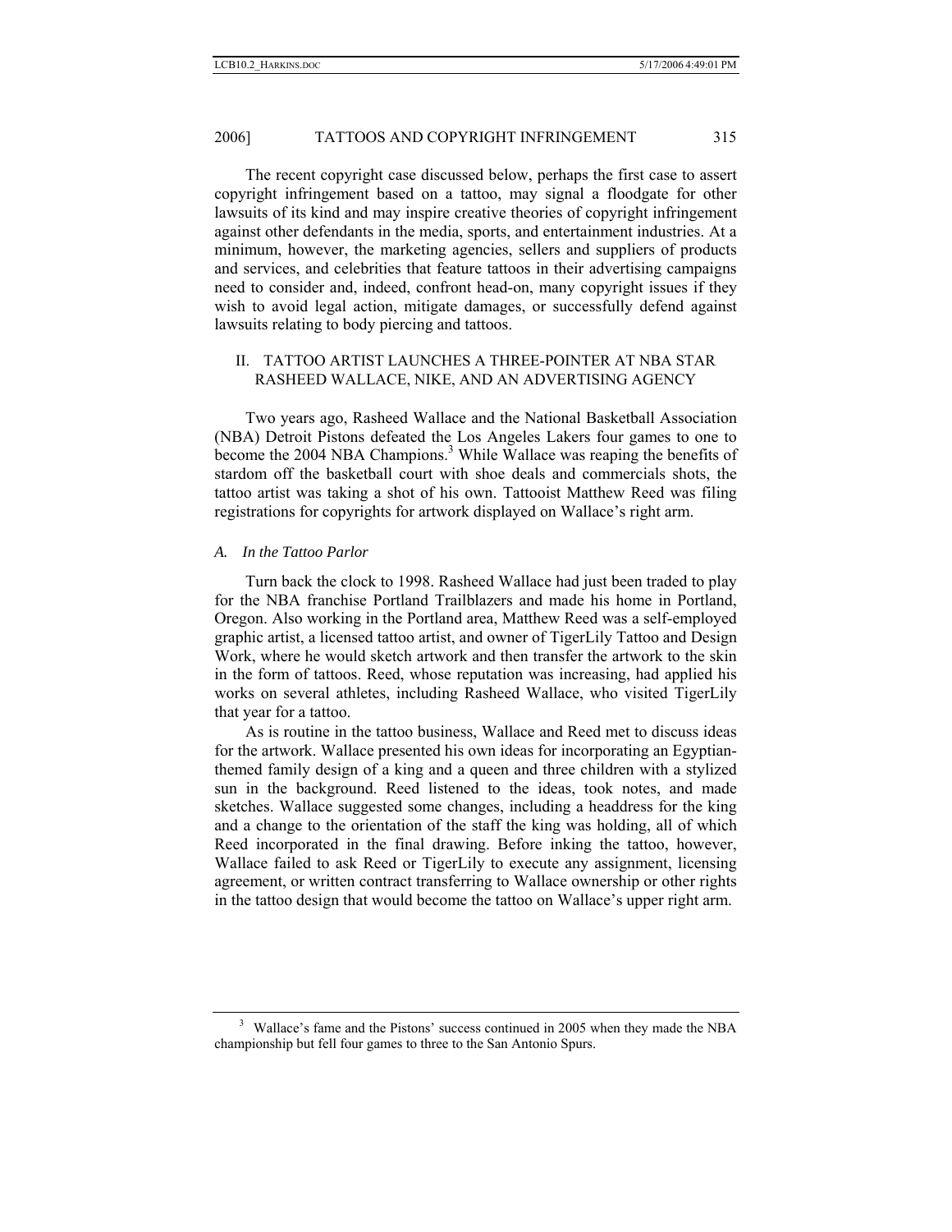The recent copyright case discussed below, perhaps the first case to assert copyright infringement based on a tattoo, may signal a floodgate for other lawsuits of its kind and may inspire creative theories of copyright infringement against other defendants in the media, sports, and entertainment industries. At a minimum, however, the marketing agencies, sellers and suppliers of products and services, and celebrities that feature tattoos in their advertising campaigns need to consider and, indeed, confront head-on, many copyright issues if they wish to avoid legal action, mitigate damages, or successfully defend against lawsuits relating to body piercing and tattoos.

## II. TATTOO ARTIST LAUNCHES A THREE-POINTER AT NBA STAR RASHEED WALLACE, NIKE, AND AN ADVERTISING AGENCY

Two years ago, Rasheed Wallace and the National Basketball Association (NBA) Detroit Pistons defeated the Los Angeles Lakers four games to one to become the 2004 NBA Champions.[3] While Wallace was reaping the benefits of stardom off the basketball court with shoe deals and commercials shots, the tattoo artist was taking a shot of his own. Tattooist Matthew Reed was filing registrations for copyrights for artwork displayed on Wallace's right arm.

### *A. In the Tattoo Parlor*

Turn back the clock to 1998. Rasheed Wallace had just been traded to play for the NBA franchise Portland Trailblazers and made his home in Portland, Oregon. Also working in the Portland area, Matthew Reed was a self-employed graphic artist, a licensed tattoo artist, and owner of TigerLily Tattoo and Design Work, where he would sketch artwork and then transfer the artwork to the skin in the form of tattoos. Reed, whose reputation was increasing, had applied his works on several athletes, including Rasheed Wallace, who visited TigerLily that year for a tattoo.

As is routine in the tattoo business, Wallace and Reed met to discuss ideas for the artwork. Wallace presented his own ideas for incorporating an Egyptian-themed family design of a king and a queen and three children with a stylized sun in the background. Reed listened to the ideas, took notes, and made sketches. Wallace suggested some changes, including a headdress for the king and a change to the orientation of the staff the king was holding, all of which Reed incorporated in the final drawing. Before inking the tattoo, however, Wallace failed to ask Reed or TigerLily to execute any assignment, licensing agreement, or written contract transferring to Wallace ownership or other rights in the tattoo design that would become the tattoo on Wallace's upper right arm.

---

[3] Wallace's fame and the Pistons' success continued in 2005 when they made the NBA championship but fell four games to three to the San Antonio Spurs.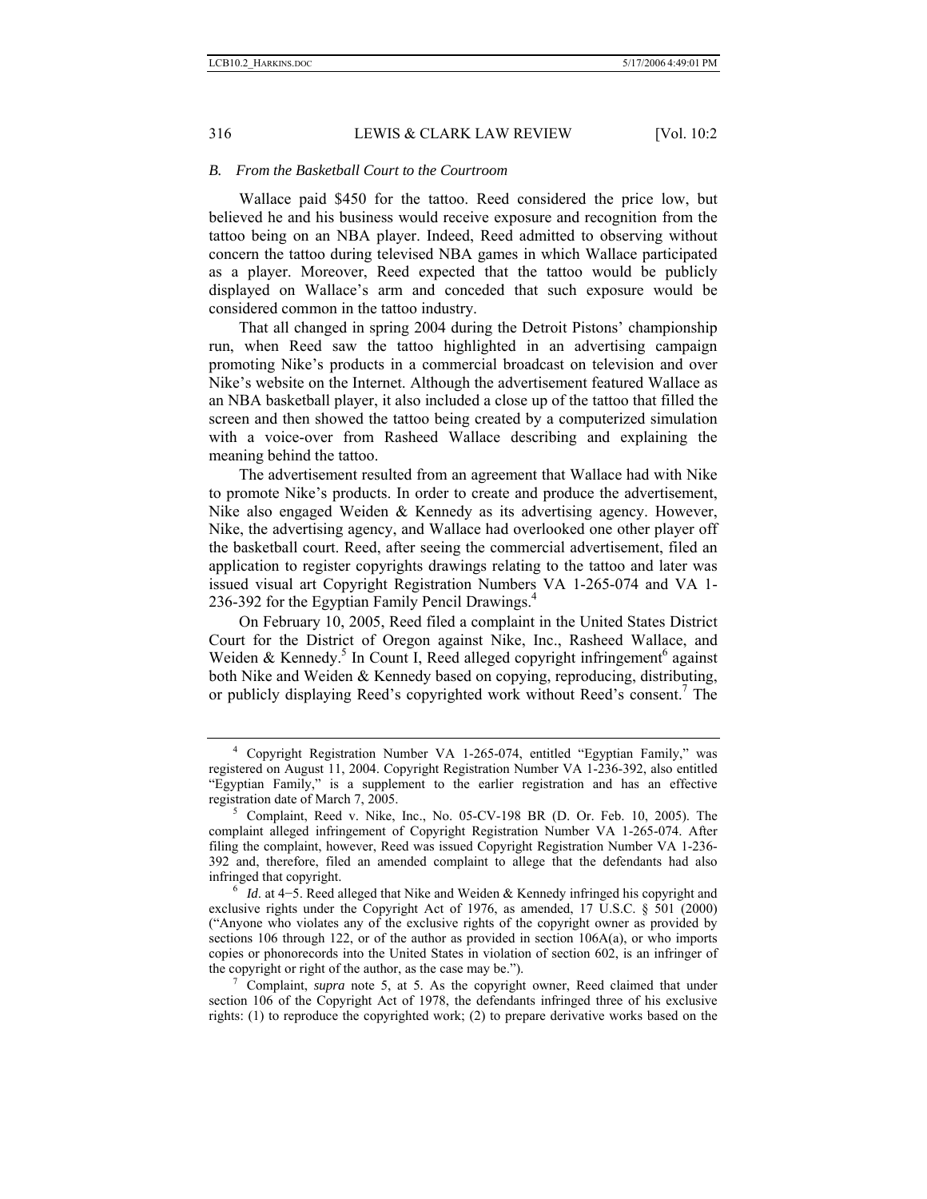### *B. From the Basketball Court to the Courtroom*

Wallace paid $450 for the tattoo. Reed considered the price low, but believed he and his business would receive exposure and recognition from the tattoo being on an NBA player. Indeed, Reed admitted to observing without concern the tattoo during televised NBA games in which Wallace participated as a player. Moreover, Reed expected that the tattoo would be publicly displayed on Wallace's arm and conceded that such exposure would be considered common in the tattoo industry.

That all changed in spring 2004 during the Detroit Pistons' championship run, when Reed saw the tattoo highlighted in an advertising campaign promoting Nike's products in a commercial broadcast on television and over Nike's website on the Internet. Although the advertisement featured Wallace as an NBA basketball player, it also included a close up of the tattoo that filled the screen and then showed the tattoo being created by a computerized simulation with a voice-over from Rasheed Wallace describing and explaining the meaning behind the tattoo.

The advertisement resulted from an agreement that Wallace had with Nike to promote Nike's products. In order to create and produce the advertisement, Nike also engaged Weiden & Kennedy as its advertising agency. However, Nike, the advertising agency, and Wallace had overlooked one other player off the basketball court. Reed, after seeing the commercial advertisement, filed an application to register copyrights drawings relating to the tattoo and later was issued visual art Copyright Registration Numbers VA 1-265-074 and VA 1-236-392 for the Egyptian Family Pencil Drawings.[4]

On February 10, 2005, Reed filed a complaint in the United States District Court for the District of Oregon against Nike, Inc., Rasheed Wallace, and Weiden & Kennedy.[5] In Count I, Reed alleged copyright infringement[6] against both Nike and Weiden & Kennedy based on copying, reproducing, distributing, or publicly displaying Reed's copyrighted work without Reed's consent.[7] The

---

[4] Copyright Registration Number VA 1-265-074, entitled "Egyptian Family," was registered on August 11, 2004. Copyright Registration Number VA 1-236-392, also entitled "Egyptian Family," is a supplement to the earlier registration and has an effective registration date of March 7, 2005.

[5] Complaint, Reed v. Nike, Inc., No. 05-CV-198 BR (D. Or. Feb. 10, 2005). The complaint alleged infringement of Copyright Registration Number VA 1-265-074. After filing the complaint, however, Reed was issued Copyright Registration Number VA 1-236-392 and, therefore, filed an amended complaint to allege that the defendants had also infringed that copyright.

[6] *Id*. at 4−5. Reed alleged that Nike and Weiden & Kennedy infringed his copyright and exclusive rights under the Copyright Act of 1976, as amended, 17 U.S.C. § 501 (2000) ("Anyone who violates any of the exclusive rights of the copyright owner as provided by sections 106 through 122, or of the author as provided in section 106A(a), or who imports copies or phonorecords into the United States in violation of section 602, is an infringer of the copyright or right of the author, as the case may be.").

[7] Complaint, *supra* note 5, at 5. As the copyright owner, Reed claimed that under section 106 of the Copyright Act of 1978, the defendants infringed three of his exclusive rights: (1) to reproduce the copyrighted work; (2) to prepare derivative works based on the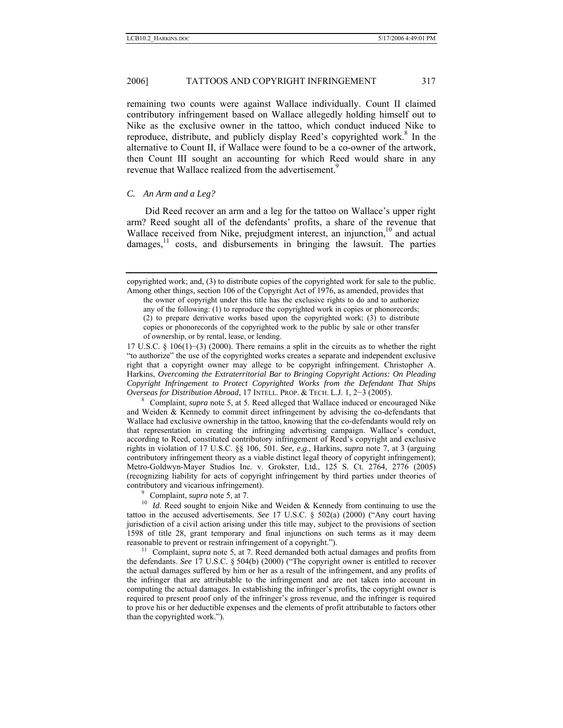remaining two counts were against Wallace individually. Count II claimed contributory infringement based on Wallace allegedly holding himself out to Nike as the exclusive owner in the tattoo, which conduct induced Nike to reproduce, distribute, and publicly display Reed's copyrighted work.[8] In the alternative to Count II, if Wallace were found to be a co-owner of the artwork, then Count III sought an accounting for which Reed would share in any revenue that Wallace realized from the advertisement.[9]

### *C. An Arm and a Leg?*

Did Reed recover an arm and a leg for the tattoo on Wallace's upper right arm? Reed sought all of the defendants' profits, a share of the revenue that Wallace received from Nike, prejudgment interest, an injunction,[10] and actual damages,[11] costs, and disbursements in bringing the lawsuit. The parties

---

copyrighted work; and, (3) to distribute copies of the copyrighted work for sale to the public. Among other things, section 106 of the Copyright Act of 1976, as amended, provides that

> the owner of copyright under this title has the exclusive rights to do and to authorize any of the following: (1) to reproduce the copyrighted work in copies or phonorecords; (2) to prepare derivative works based upon the copyrighted work; (3) to distribute copies or phonorecords of the copyrighted work to the public by sale or other transfer of ownership, or by rental, lease, or lending.

17 U.S.C. § 106(1)−(3) (2000). There remains a split in the circuits as to whether the right "to authorize" the use of the copyrighted works creates a separate and independent exclusive right that a copyright owner may allege to be copyright infringement. Christopher A. Harkins, *Overcoming the Extraterritorial Bar to Bringing Copyright Actions: On Pleading Copyright Infringement to Protect Copyrighted Works from the Defendant That Ships Overseas for Distribution Abroad*, 17 INTELL. PROP. & TECH. L.J. 1, 2−3 (2005).

[8] Complaint, *supra* note 5, at 5. Reed alleged that Wallace induced or encouraged Nike and Weiden & Kennedy to commit direct infringement by advising the co-defendants that Wallace had exclusive ownership in the tattoo, knowing that the co-defendants would rely on that representation in creating the infringing advertising campaign. Wallace's conduct, according to Reed, constituted contributory infringement of Reed's copyright and exclusive rights in violation of 17 U.S.C. §§ 106, 501. *See, e.g.*, Harkins, *supra* note 7, at 3 (arguing contributory infringement theory as a viable distinct legal theory of copyright infringement); Metro-Goldwyn-Mayer Studios Inc. v. Grokster, Ltd., 125 S. Ct. 2764, 2776 (2005) (recognizing liability for acts of copyright infringement by third parties under theories of contributory and vicarious infringement).

[9] Complaint, *supra* note 5, at 7.

[10] *Id*. Reed sought to enjoin Nike and Weiden & Kennedy from continuing to use the tattoo in the accused advertisements. *See* 17 U.S.C. § 502(a) (2000) ("Any court having jurisdiction of a civil action arising under this title may, subject to the provisions of section 1598 of title 28, grant temporary and final injunctions on such terms as it may deem reasonable to prevent or restrain infringement of a copyright.").

[11] Complaint, *supra* note 5, at 7. Reed demanded both actual damages and profits from the defendants. *See* 17 U.S.C. § 504(b) (2000) ("The copyright owner is entitled to recover the actual damages suffered by him or her as a result of the infringement, and any profits of the infringer that are attributable to the infringement and are not taken into account in computing the actual damages. In establishing the infringer's profits, the copyright owner is required to present proof only of the infringer's gross revenue, and the infringer is required to prove his or her deductible expenses and the elements of profit attributable to factors other than the copyrighted work.").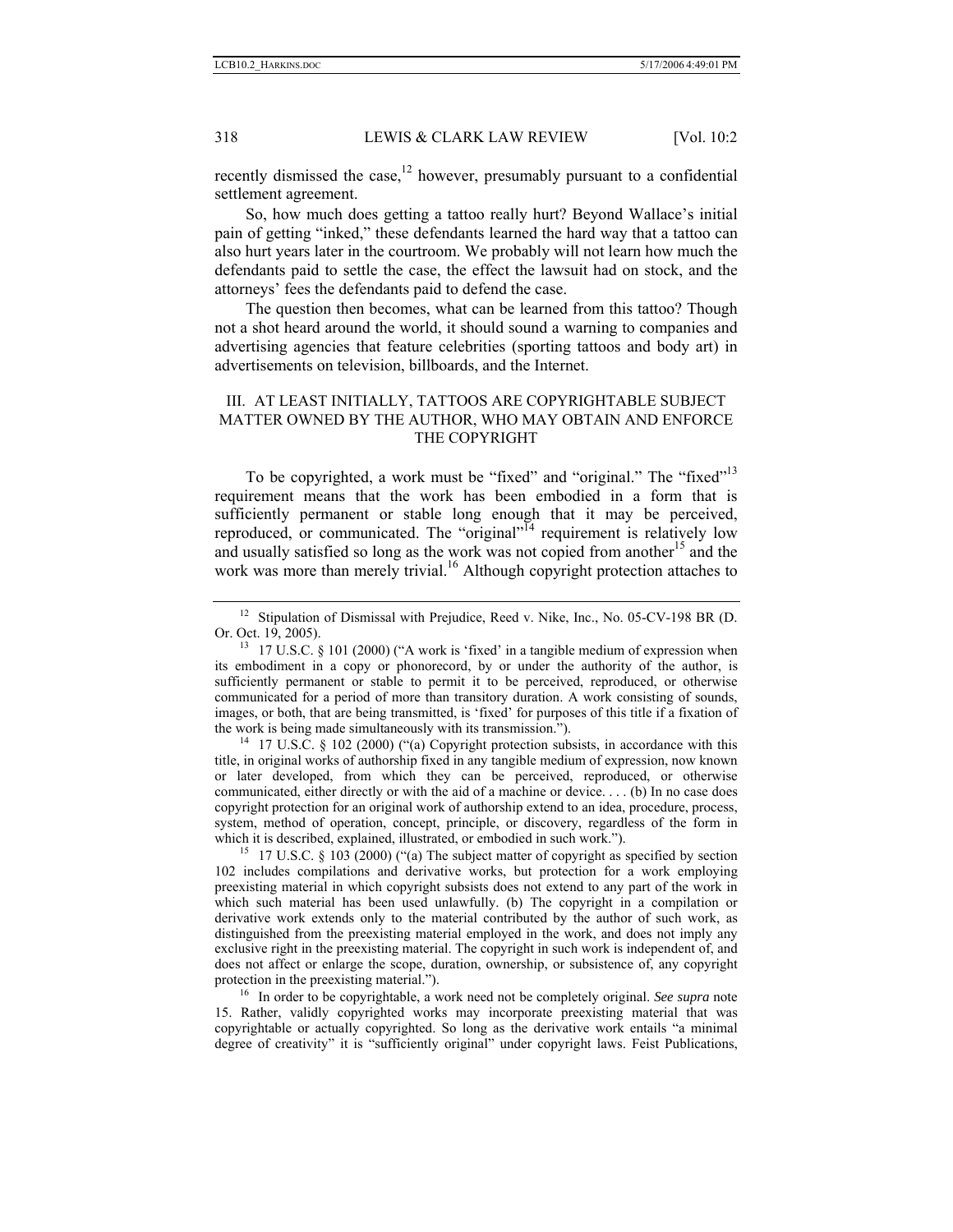recently dismissed the case,[12] however, presumably pursuant to a confidential settlement agreement.

So, how much does getting a tattoo really hurt? Beyond Wallace's initial pain of getting "inked," these defendants learned the hard way that a tattoo can also hurt years later in the courtroom. We probably will not learn how much the defendants paid to settle the case, the effect the lawsuit had on stock, and the attorneys' fees the defendants paid to defend the case.

The question then becomes, what can be learned from this tattoo? Though not a shot heard around the world, it should sound a warning to companies and advertising agencies that feature celebrities (sporting tattoos and body art) in advertisements on television, billboards, and the Internet.

## III. AT LEAST INITIALLY, TATTOOS ARE COPYRIGHTABLE SUBJECT MATTER OWNED BY THE AUTHOR, WHO MAY OBTAIN AND ENFORCE THE COPYRIGHT

To be copyrighted, a work must be "fixed" and "original." The "fixed"[13] requirement means that the work has been embodied in a form that is sufficiently permanent or stable long enough that it may be perceived, reproduced, or communicated. The "original"[14] requirement is relatively low and usually satisfied so long as the work was not copied from another[15] and the work was more than merely trivial.[16] Although copyright protection attaches to

---

[12] Stipulation of Dismissal with Prejudice, Reed v. Nike, Inc., No. 05-CV-198 BR (D. Or. Oct. 19, 2005).

[13] 17 U.S.C. § 101 (2000) ("A work is 'fixed' in a tangible medium of expression when its embodiment in a copy or phonorecord, by or under the authority of the author, is sufficiently permanent or stable to permit it to be perceived, reproduced, or otherwise communicated for a period of more than transitory duration. A work consisting of sounds, images, or both, that are being transmitted, is 'fixed' for purposes of this title if a fixation of the work is being made simultaneously with its transmission.").

[14] 17 U.S.C. § 102 (2000) ("(a) Copyright protection subsists, in accordance with this title, in original works of authorship fixed in any tangible medium of expression, now known or later developed, from which they can be perceived, reproduced, or otherwise communicated, either directly or with the aid of a machine or device. . . . (b) In no case does copyright protection for an original work of authorship extend to an idea, procedure, process, system, method of operation, concept, principle, or discovery, regardless of the form in which it is described, explained, illustrated, or embodied in such work.").

[15] 17 U.S.C. § 103 (2000) ("(a) The subject matter of copyright as specified by section 102 includes compilations and derivative works, but protection for a work employing preexisting material in which copyright subsists does not extend to any part of the work in which such material has been used unlawfully. (b) The copyright in a compilation or derivative work extends only to the material contributed by the author of such work, as distinguished from the preexisting material employed in the work, and does not imply any exclusive right in the preexisting material. The copyright in such work is independent of, and does not affect or enlarge the scope, duration, ownership, or subsistence of, any copyright protection in the preexisting material.").

[16] In order to be copyrightable, a work need not be completely original. *See supra* note 15. Rather, validly copyrighted works may incorporate preexisting material that was copyrightable or actually copyrighted. So long as the derivative work entails "a minimal degree of creativity" it is "sufficiently original" under copyright laws. Feist Publications,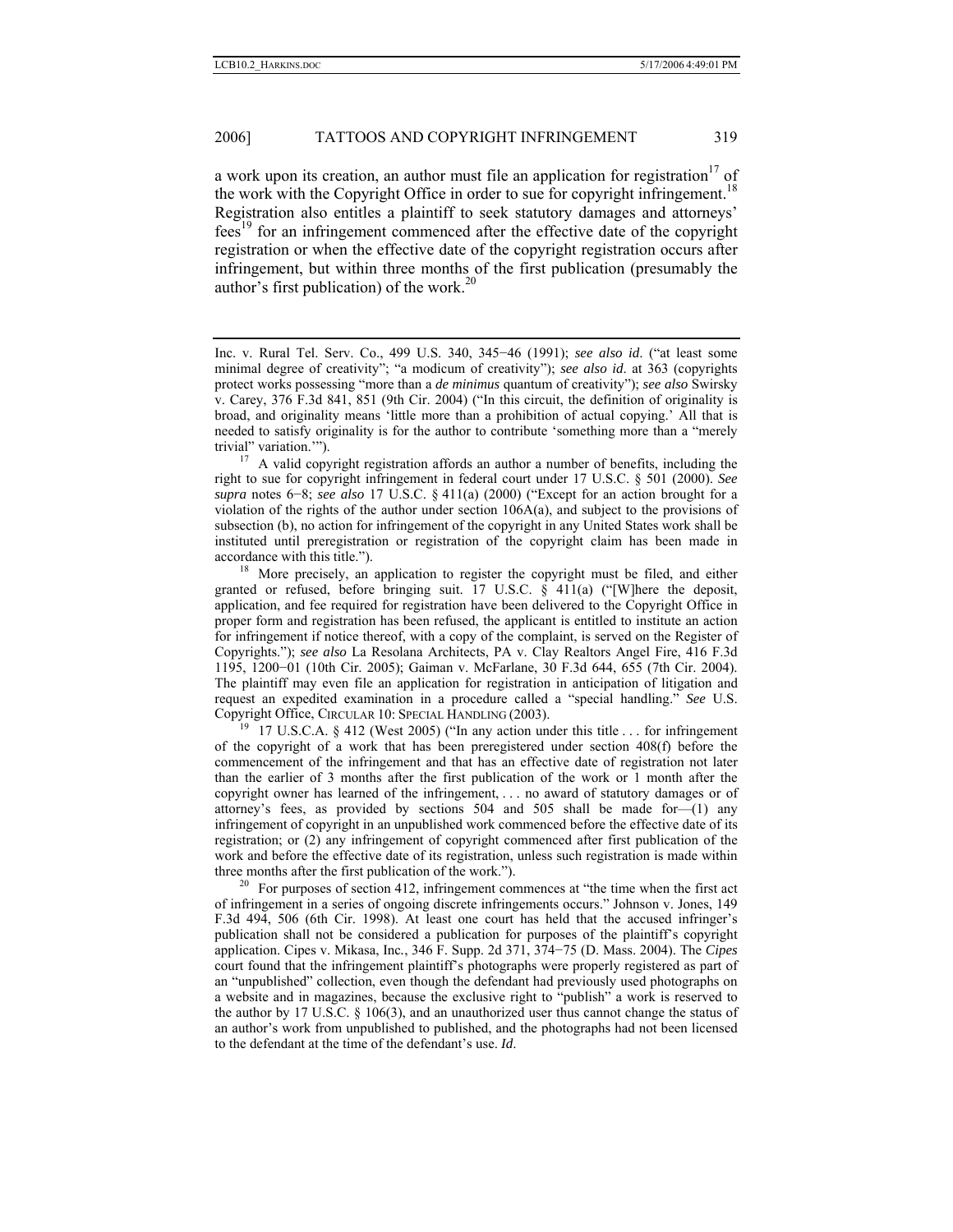a work upon its creation, an author must file an application for registration[17] of the work with the Copyright Office in order to sue for copyright infringement.[18] Registration also entitles a plaintiff to seek statutory damages and attorneys' fees[19] for an infringement commenced after the effective date of the copyright registration or when the effective date of the copyright registration occurs after infringement, but within three months of the first publication (presumably the author's first publication) of the work.[20]

---

Inc. v. Rural Tel. Serv. Co., 499 U.S. 340, 345−46 (1991); *see also id*. ("at least some minimal degree of creativity"; "a modicum of creativity"); *see also id*. at 363 (copyrights protect works possessing "more than a *de minimus* quantum of creativity"); *see also* Swirsky v. Carey, 376 F.3d 841, 851 (9th Cir. 2004) ("In this circuit, the definition of originality is broad, and originality means 'little more than a prohibition of actual copying.' All that is needed to satisfy originality is for the author to contribute 'something more than a "merely trivial" variation.'").

[17] A valid copyright registration affords an author a number of benefits, including the right to sue for copyright infringement in federal court under 17 U.S.C. § 501 (2000). *See supra* notes 6−8; *see also* 17 U.S.C. § 411(a) (2000) ("Except for an action brought for a violation of the rights of the author under section 106A(a), and subject to the provisions of subsection (b), no action for infringement of the copyright in any United States work shall be instituted until preregistration or registration of the copyright claim has been made in accordance with this title.").

[18] More precisely, an application to register the copyright must be filed, and either granted or refused, before bringing suit. 17 U.S.C. § 411(a) ("[W]here the deposit, application, and fee required for registration have been delivered to the Copyright Office in proper form and registration has been refused, the applicant is entitled to institute an action for infringement if notice thereof, with a copy of the complaint, is served on the Register of Copyrights."); *see also* La Resolana Architects, PA v. Clay Realtors Angel Fire, 416 F.3d 1195, 1200−01 (10th Cir. 2005); Gaiman v. McFarlane, 30 F.3d 644, 655 (7th Cir. 2004). The plaintiff may even file an application for registration in anticipation of litigation and request an expedited examination in a procedure called a "special handling." *See* U.S. Copyright Office, CIRCULAR 10: SPECIAL HANDLING (2003).

[19] 17 U.S.C.A. § 412 (West 2005) ("In any action under this title . . . for infringement of the copyright of a work that has been preregistered under section 408(f) before the commencement of the infringement and that has an effective date of registration not later than the earlier of 3 months after the first publication of the work or 1 month after the copyright owner has learned of the infringement, . . . no award of statutory damages or of attorney's fees, as provided by sections 504 and 505 shall be made for—(1) any infringement of copyright in an unpublished work commenced before the effective date of its registration; or (2) any infringement of copyright commenced after first publication of the work and before the effective date of its registration, unless such registration is made within three months after the first publication of the work.").

[20] For purposes of section 412, infringement commences at "the time when the first act of infringement in a series of ongoing discrete infringements occurs." Johnson v. Jones, 149 F.3d 494, 506 (6th Cir. 1998). At least one court has held that the accused infringer's publication shall not be considered a publication for purposes of the plaintiff's copyright application. Cipes v. Mikasa, Inc., 346 F. Supp. 2d 371, 374−75 (D. Mass. 2004). The *Cipes* court found that the infringement plaintiff's photographs were properly registered as part of an "unpublished" collection, even though the defendant had previously used photographs on a website and in magazines, because the exclusive right to "publish" a work is reserved to the author by 17 U.S.C. § 106(3), and an unauthorized user thus cannot change the status of an author's work from unpublished to published, and the photographs had not been licensed to the defendant at the time of the defendant's use. *Id*.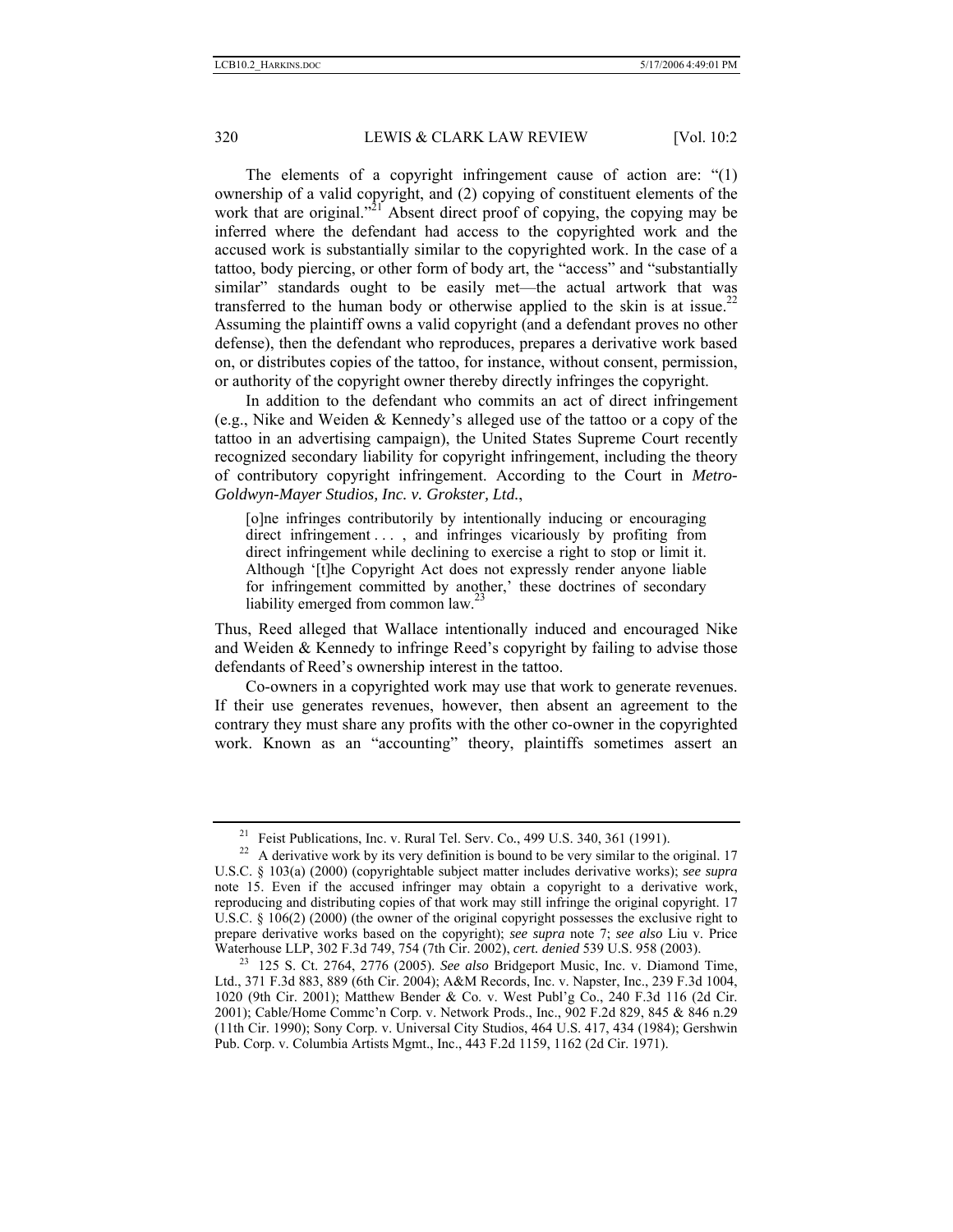The elements of a copyright infringement cause of action are: "(1) ownership of a valid copyright, and (2) copying of constituent elements of the work that are original."[21] Absent direct proof of copying, the copying may be inferred where the defendant had access to the copyrighted work and the accused work is substantially similar to the copyrighted work. In the case of a tattoo, body piercing, or other form of body art, the "access" and "substantially similar" standards ought to be easily met—the actual artwork that was transferred to the human body or otherwise applied to the skin is at issue.[22] Assuming the plaintiff owns a valid copyright (and a defendant proves no other defense), then the defendant who reproduces, prepares a derivative work based on, or distributes copies of the tattoo, for instance, without consent, permission, or authority of the copyright owner thereby directly infringes the copyright.

In addition to the defendant who commits an act of direct infringement (e.g., Nike and Weiden & Kennedy's alleged use of the tattoo or a copy of the tattoo in an advertising campaign), the United States Supreme Court recently recognized secondary liability for copyright infringement, including the theory of contributory copyright infringement. According to the Court in *Metro-Goldwyn-Mayer Studios, Inc. v. Grokster, Ltd.*,

> [o]ne infringes contributorily by intentionally inducing or encouraging direct infringement . . . , and infringes vicariously by profiting from direct infringement while declining to exercise a right to stop or limit it. Although '[t]he Copyright Act does not expressly render anyone liable for infringement committed by another,' these doctrines of secondary liability emerged from common law.[23]

Thus, Reed alleged that Wallace intentionally induced and encouraged Nike and Weiden & Kennedy to infringe Reed's copyright by failing to advise those defendants of Reed's ownership interest in the tattoo.

Co-owners in a copyrighted work may use that work to generate revenues. If their use generates revenues, however, then absent an agreement to the contrary they must share any profits with the other co-owner in the copyrighted work. Known as an "accounting" theory, plaintiffs sometimes assert an

---

[21] Feist Publications, Inc. v. Rural Tel. Serv. Co., 499 U.S. 340, 361 (1991).

[22] A derivative work by its very definition is bound to be very similar to the original. 17 U.S.C. § 103(a) (2000) (copyrightable subject matter includes derivative works); *see supra* note 15. Even if the accused infringer may obtain a copyright to a derivative work, reproducing and distributing copies of that work may still infringe the original copyright. 17 U.S.C. § 106(2) (2000) (the owner of the original copyright possesses the exclusive right to prepare derivative works based on the copyright); *see supra* note 7; *see also* Liu v. Price Waterhouse LLP, 302 F.3d 749, 754 (7th Cir. 2002), *cert. denied* 539 U.S. 958 (2003).

[23] 125 S. Ct. 2764, 2776 (2005). *See also* Bridgeport Music, Inc. v. Diamond Time, Ltd., 371 F.3d 883, 889 (6th Cir. 2004); A&M Records, Inc. v. Napster, Inc., 239 F.3d 1004, 1020 (9th Cir. 2001); Matthew Bender & Co. v. West Publ'g Co., 240 F.3d 116 (2d Cir. 2001); Cable/Home Commc'n Corp. v. Network Prods., Inc., 902 F.2d 829, 845 & 846 n.29 (11th Cir. 1990); Sony Corp. v. Universal City Studios, 464 U.S. 417, 434 (1984); Gershwin Pub. Corp. v. Columbia Artists Mgmt., Inc., 443 F.2d 1159, 1162 (2d Cir. 1971).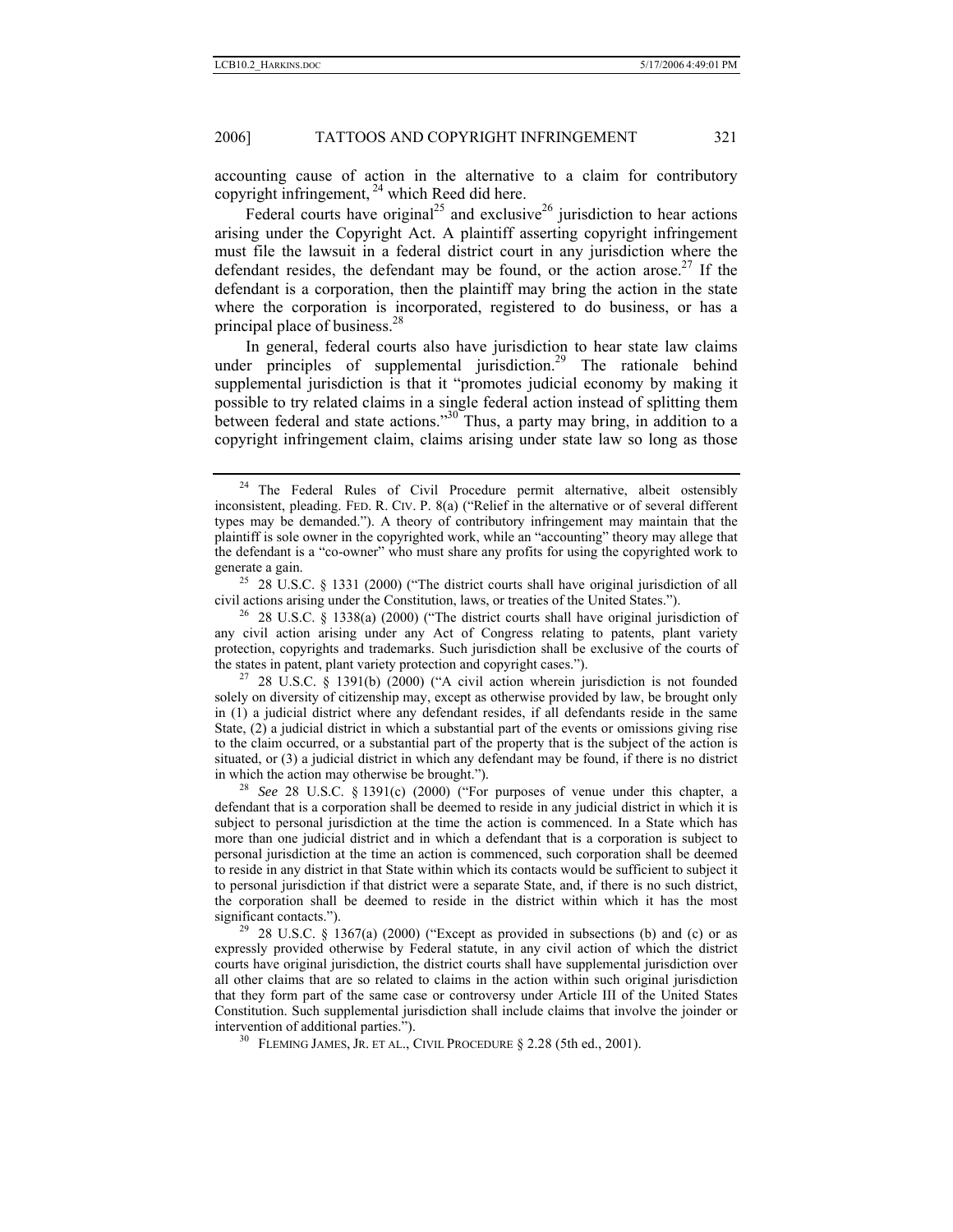accounting cause of action in the alternative to a claim for contributory copyright infringement,[24] which Reed did here.

Federal courts have original[25] and exclusive[26] jurisdiction to hear actions arising under the Copyright Act. A plaintiff asserting copyright infringement must file the lawsuit in a federal district court in any jurisdiction where the defendant resides, the defendant may be found, or the action arose.[27] If the defendant is a corporation, then the plaintiff may bring the action in the state where the corporation is incorporated, registered to do business, or has a principal place of business.[28]

In general, federal courts also have jurisdiction to hear state law claims under principles of supplemental jurisdiction.[29] The rationale behind supplemental jurisdiction is that it "promotes judicial economy by making it possible to try related claims in a single federal action instead of splitting them between federal and state actions."[30] Thus, a party may bring, in addition to a copyright infringement claim, claims arising under state law so long as those

---

[24] The Federal Rules of Civil Procedure permit alternative, albeit ostensibly inconsistent, pleading. FED. R. CIV. P. 8(a) ("Relief in the alternative or of several different types may be demanded."). A theory of contributory infringement may maintain that the plaintiff is sole owner in the copyrighted work, while an "accounting" theory may allege that the defendant is a "co-owner" who must share any profits for using the copyrighted work to generate a gain.

[25] 28 U.S.C. § 1331 (2000) ("The district courts shall have original jurisdiction of all civil actions arising under the Constitution, laws, or treaties of the United States.").

[26] 28 U.S.C. § 1338(a) (2000) ("The district courts shall have original jurisdiction of any civil action arising under any Act of Congress relating to patents, plant variety protection, copyrights and trademarks. Such jurisdiction shall be exclusive of the courts of the states in patent, plant variety protection and copyright cases.").

[27] 28 U.S.C. § 1391(b) (2000) ("A civil action wherein jurisdiction is not founded solely on diversity of citizenship may, except as otherwise provided by law, be brought only in (1) a judicial district where any defendant resides, if all defendants reside in the same State, (2) a judicial district in which a substantial part of the events or omissions giving rise to the claim occurred, or a substantial part of the property that is the subject of the action is situated, or (3) a judicial district in which any defendant may be found, if there is no district in which the action may otherwise be brought.").

[28] *See* 28 U.S.C. § 1391(c) (2000) ("For purposes of venue under this chapter, a defendant that is a corporation shall be deemed to reside in any judicial district in which it is subject to personal jurisdiction at the time the action is commenced. In a State which has more than one judicial district and in which a defendant that is a corporation is subject to personal jurisdiction at the time an action is commenced, such corporation shall be deemed to reside in any district in that State within which its contacts would be sufficient to subject it to personal jurisdiction if that district were a separate State, and, if there is no such district, the corporation shall be deemed to reside in the district within which it has the most significant contacts.").

[29] 28 U.S.C. § 1367(a) (2000) ("Except as provided in subsections (b) and (c) or as expressly provided otherwise by Federal statute, in any civil action of which the district courts have original jurisdiction, the district courts shall have supplemental jurisdiction over all other claims that are so related to claims in the action within such original jurisdiction that they form part of the same case or controversy under Article III of the United States Constitution. Such supplemental jurisdiction shall include claims that involve the joinder or intervention of additional parties.").

[30] FLEMING JAMES, JR. ET AL., CIVIL PROCEDURE § 2.28 (5th ed., 2001).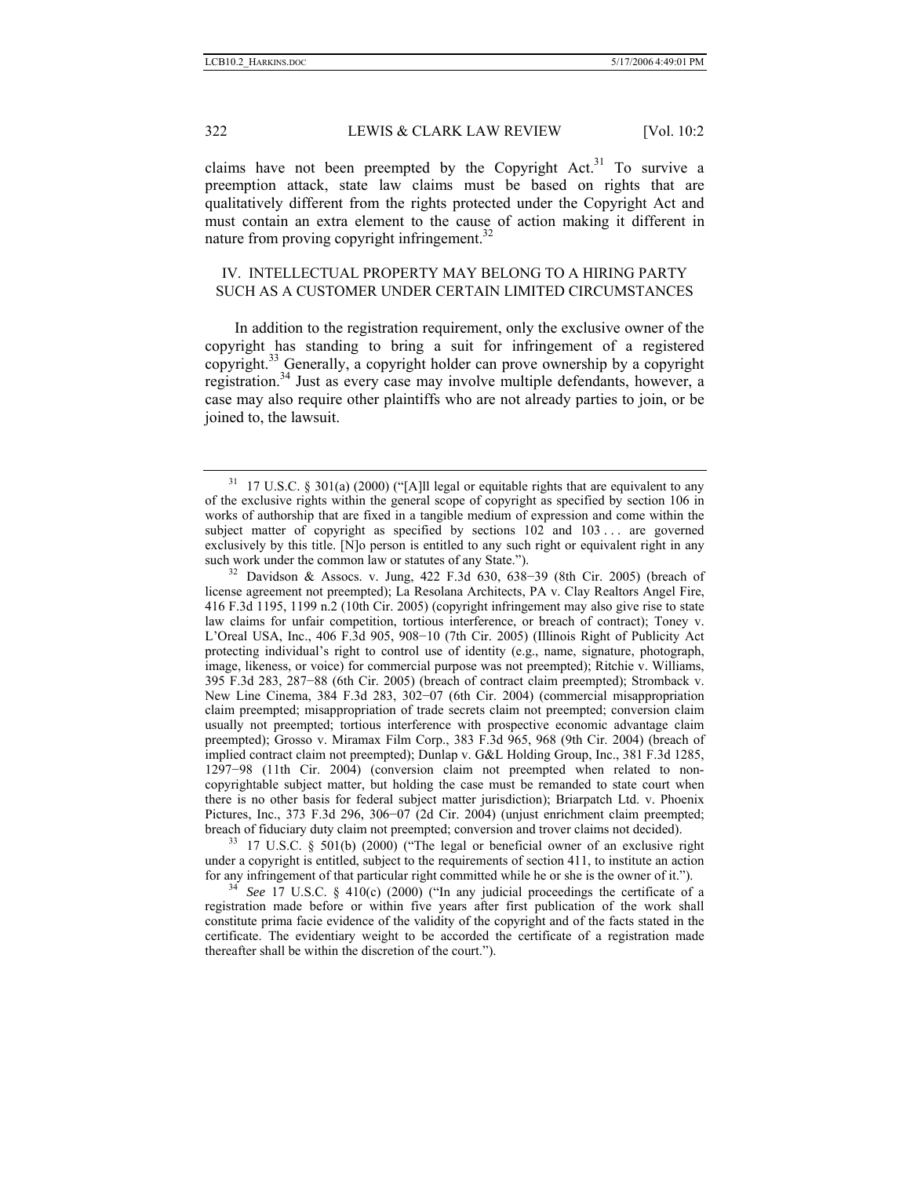claims have not been preempted by the Copyright Act.[31] To survive a preemption attack, state law claims must be based on rights that are qualitatively different from the rights protected under the Copyright Act and must contain an extra element to the cause of action making it different in nature from proving copyright infringement.[32]

## IV. INTELLECTUAL PROPERTY MAY BELONG TO A HIRING PARTY SUCH AS A CUSTOMER UNDER CERTAIN LIMITED CIRCUMSTANCES

In addition to the registration requirement, only the exclusive owner of the copyright has standing to bring a suit for infringement of a registered copyright.[33] Generally, a copyright holder can prove ownership by a copyright registration.[34] Just as every case may involve multiple defendants, however, a case may also require other plaintiffs who are not already parties to join, or be joined to, the lawsuit.

---

[31] 17 U.S.C. § 301(a) (2000) ("[A]ll legal or equitable rights that are equivalent to any of the exclusive rights within the general scope of copyright as specified by section 106 in works of authorship that are fixed in a tangible medium of expression and come within the subject matter of copyright as specified by sections 102 and 103 . . . are governed exclusively by this title. [N]o person is entitled to any such right or equivalent right in any such work under the common law or statutes of any State.").

[32] Davidson & Assocs. v. Jung, 422 F.3d 630, 638−39 (8th Cir. 2005) (breach of license agreement not preempted); La Resolana Architects, PA v. Clay Realtors Angel Fire, 416 F.3d 1195, 1199 n.2 (10th Cir. 2005) (copyright infringement may also give rise to state law claims for unfair competition, tortious interference, or breach of contract); Toney v. L'Oreal USA, Inc., 406 F.3d 905, 908−10 (7th Cir. 2005) (Illinois Right of Publicity Act protecting individual's right to control use of identity (e.g., name, signature, photograph, image, likeness, or voice) for commercial purpose was not preempted); Ritchie v. Williams, 395 F.3d 283, 287−88 (6th Cir. 2005) (breach of contract claim preempted); Stromback v. New Line Cinema, 384 F.3d 283, 302−07 (6th Cir. 2004) (commercial misappropriation claim preempted; misappropriation of trade secrets claim not preempted; conversion claim usually not preempted; tortious interference with prospective economic advantage claim preempted); Grosso v. Miramax Film Corp., 383 F.3d 965, 968 (9th Cir. 2004) (breach of implied contract claim not preempted); Dunlap v. G&L Holding Group, Inc., 381 F.3d 1285, 1297−98 (11th Cir. 2004) (conversion claim not preempted when related to non-copyrightable subject matter, but holding the case must be remanded to state court when there is no other basis for federal subject matter jurisdiction); Briarpatch Ltd. v. Phoenix Pictures, Inc., 373 F.3d 296, 306−07 (2d Cir. 2004) (unjust enrichment claim preempted; breach of fiduciary duty claim not preempted; conversion and trover claims not decided).

[33] 17 U.S.C. § 501(b) (2000) ("The legal or beneficial owner of an exclusive right under a copyright is entitled, subject to the requirements of section 411, to institute an action for any infringement of that particular right committed while he or she is the owner of it.").

[34] *See* 17 U.S.C. § 410(c) (2000) ("In any judicial proceedings the certificate of a registration made before or within five years after first publication of the work shall constitute prima facie evidence of the validity of the copyright and of the facts stated in the certificate. The evidentiary weight to be accorded the certificate of a registration made thereafter shall be within the discretion of the court.").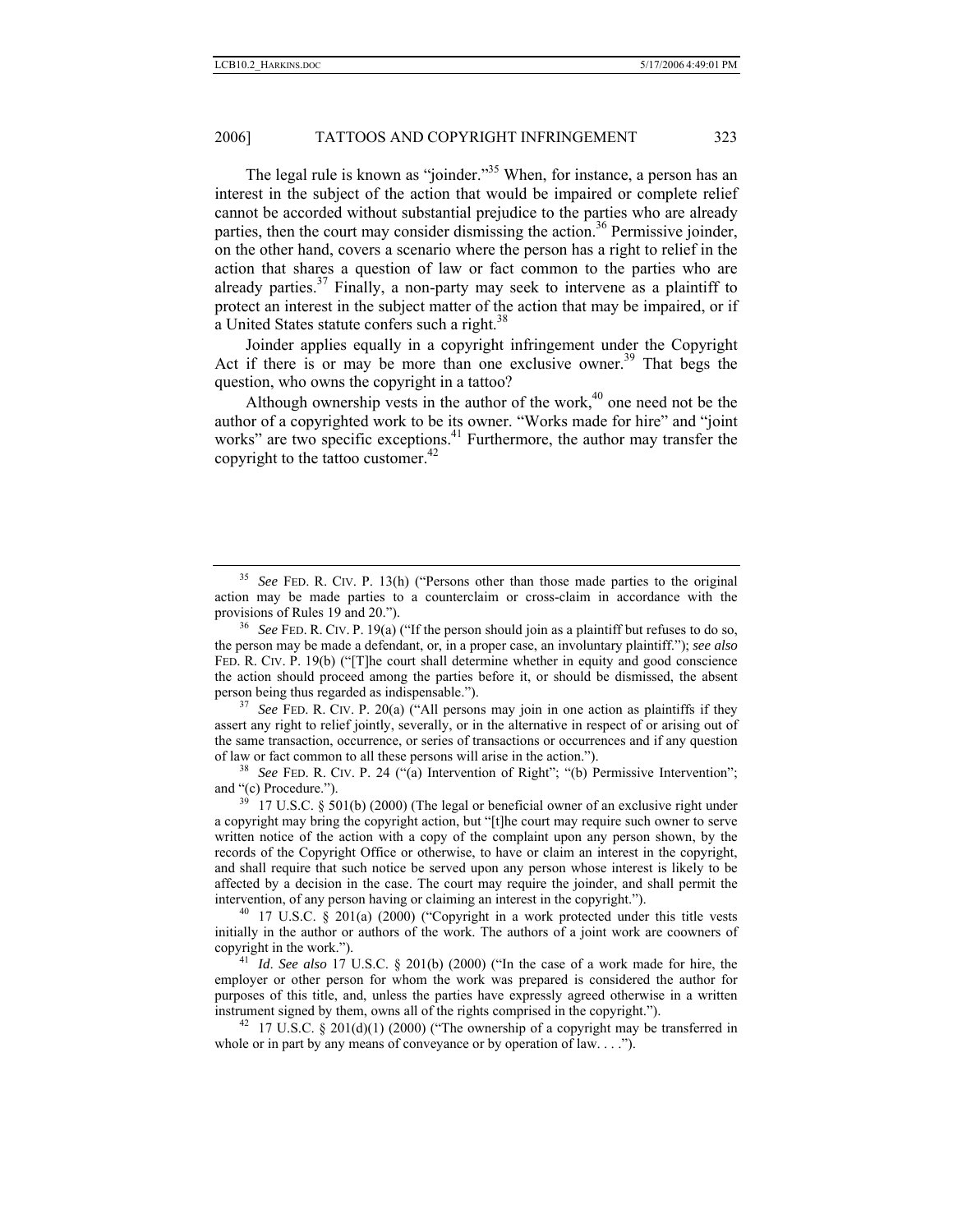The legal rule is known as "joinder."[35] When, for instance, a person has an interest in the subject of the action that would be impaired or complete relief cannot be accorded without substantial prejudice to the parties who are already parties, then the court may consider dismissing the action.[36] Permissive joinder, on the other hand, covers a scenario where the person has a right to relief in the action that shares a question of law or fact common to the parties who are already parties.[37] Finally, a non-party may seek to intervene as a plaintiff to protect an interest in the subject matter of the action that may be impaired, or if a United States statute confers such a right.[38]

Joinder applies equally in a copyright infringement under the Copyright Act if there is or may be more than one exclusive owner.[39] That begs the question, who owns the copyright in a tattoo?

Although ownership vests in the author of the work,[40] one need not be the author of a copyrighted work to be its owner. "Works made for hire" and "joint works" are two specific exceptions.[41] Furthermore, the author may transfer the copyright to the tattoo customer.[42]

---

[35] *See* FED. R. CIV. P. 13(h) ("Persons other than those made parties to the original action may be made parties to a counterclaim or cross-claim in accordance with the provisions of Rules 19 and 20.").

[36] *See* FED. R. CIV. P. 19(a) ("If the person should join as a plaintiff but refuses to do so, the person may be made a defendant, or, in a proper case, an involuntary plaintiff."); *see also* FED. R. CIV. P. 19(b) ("[T]he court shall determine whether in equity and good conscience the action should proceed among the parties before it, or should be dismissed, the absent person being thus regarded as indispensable.").

[37] *See* FED. R. CIV. P. 20(a) ("All persons may join in one action as plaintiffs if they assert any right to relief jointly, severally, or in the alternative in respect of or arising out of the same transaction, occurrence, or series of transactions or occurrences and if any question of law or fact common to all these persons will arise in the action.").

[38] *See* FED. R. CIV. P. 24 ("(a) Intervention of Right"; "(b) Permissive Intervention"; and "(c) Procedure.").

[39] 17 U.S.C. § 501(b) (2000) (The legal or beneficial owner of an exclusive right under a copyright may bring the copyright action, but "[t]he court may require such owner to serve written notice of the action with a copy of the complaint upon any person shown, by the records of the Copyright Office or otherwise, to have or claim an interest in the copyright, and shall require that such notice be served upon any person whose interest is likely to be affected by a decision in the case. The court may require the joinder, and shall permit the intervention, of any person having or claiming an interest in the copyright.").

[40] 17 U.S.C. § 201(a) (2000) ("Copyright in a work protected under this title vests initially in the author or authors of the work. The authors of a joint work are coowners of copyright in the work.").

[41] *Id*. *See also* 17 U.S.C. § 201(b) (2000) ("In the case of a work made for hire, the employer or other person for whom the work was prepared is considered the author for purposes of this title, and, unless the parties have expressly agreed otherwise in a written instrument signed by them, owns all of the rights comprised in the copyright.").

[42] 17 U.S.C. § 201(d)(1) (2000) ("The ownership of a copyright may be transferred in whole or in part by any means of conveyance or by operation of law. . . .").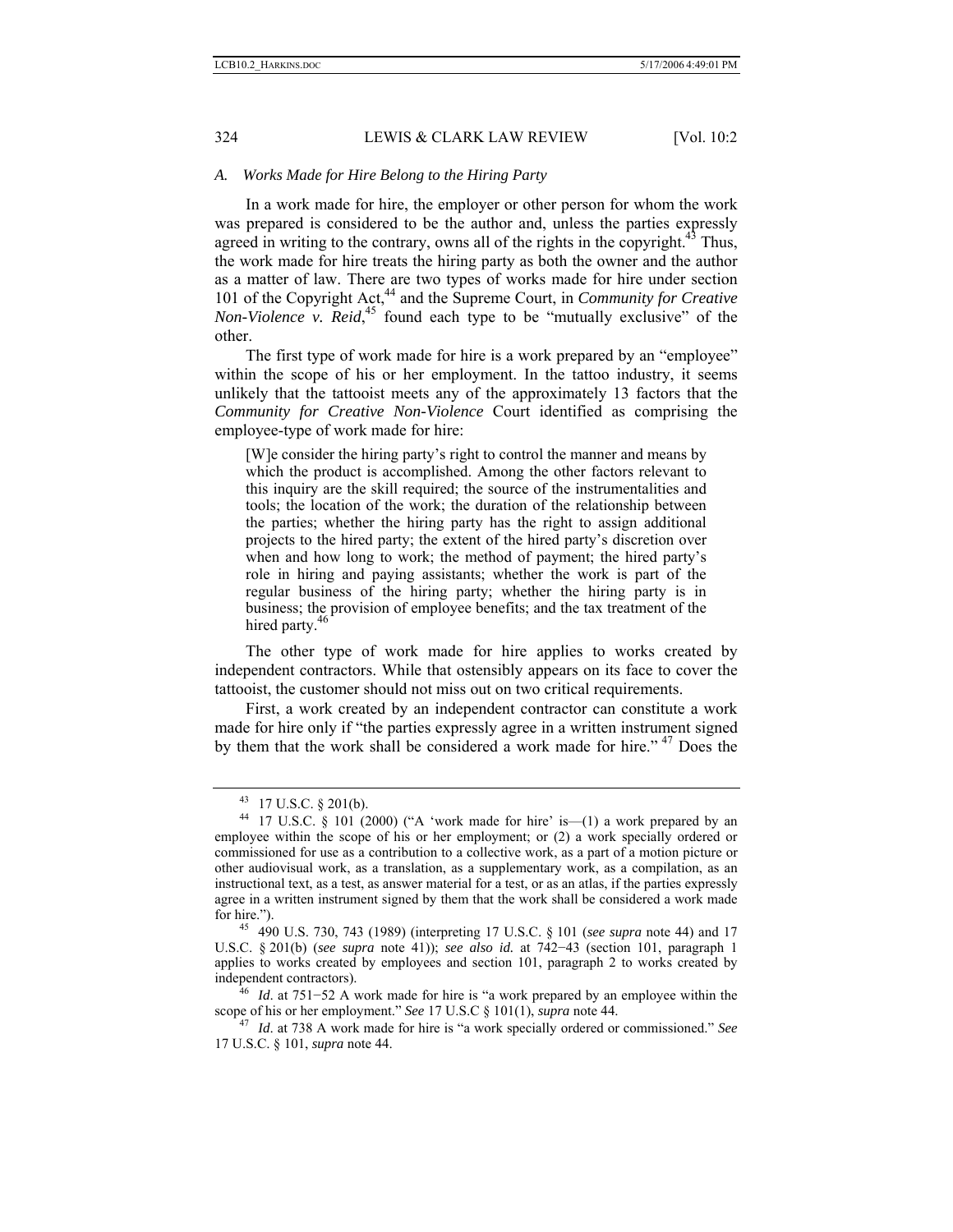### *A. Works Made for Hire Belong to the Hiring Party*

In a work made for hire, the employer or other person for whom the work was prepared is considered to be the author and, unless the parties expressly agreed in writing to the contrary, owns all of the rights in the copyright.[43] Thus, the work made for hire treats the hiring party as both the owner and the author as a matter of law. There are two types of works made for hire under section 101 of the Copyright Act,[44] and the Supreme Court, in *Community for Creative Non-Violence v. Reid*,[45] found each type to be "mutually exclusive" of the other.

The first type of work made for hire is a work prepared by an "employee" within the scope of his or her employment. In the tattoo industry, it seems unlikely that the tattooist meets any of the approximately 13 factors that the *Community for Creative Non-Violence* Court identified as comprising the employee-type of work made for hire:

> [W]e consider the hiring party's right to control the manner and means by which the product is accomplished. Among the other factors relevant to this inquiry are the skill required; the source of the instrumentalities and tools; the location of the work; the duration of the relationship between the parties; whether the hiring party has the right to assign additional projects to the hired party; the extent of the hired party's discretion over when and how long to work; the method of payment; the hired party's role in hiring and paying assistants; whether the work is part of the regular business of the hiring party; whether the hiring party is in business; the provision of employee benefits; and the tax treatment of the hired party.[46]

The other type of work made for hire applies to works created by independent contractors. While that ostensibly appears on its face to cover the tattooist, the customer should not miss out on two critical requirements.

First, a work created by an independent contractor can constitute a work made for hire only if "the parties expressly agree in a written instrument signed by them that the work shall be considered a work made for hire." [47] Does the

---

[43] 17 U.S.C. § 201(b).

[44] 17 U.S.C. § 101 (2000) ("A 'work made for hire' is—(1) a work prepared by an employee within the scope of his or her employment; or (2) a work specially ordered or commissioned for use as a contribution to a collective work, as a part of a motion picture or other audiovisual work, as a translation, as a supplementary work, as a compilation, as an instructional text, as a test, as answer material for a test, or as an atlas, if the parties expressly agree in a written instrument signed by them that the work shall be considered a work made for hire.").

[45] 490 U.S. 730, 743 (1989) (interpreting 17 U.S.C. § 101 (*see supra* note 44) and 17 U.S.C. § 201(b) (*see supra* note 41)); *see also id.* at 742−43 (section 101, paragraph 1 applies to works created by employees and section 101, paragraph 2 to works created by independent contractors).

[46] *Id*. at 751−52 A work made for hire is "a work prepared by an employee within the scope of his or her employment." *See* 17 U.S.C § 101(1), *supra* note 44.

[47] *Id*. at 738 A work made for hire is "a work specially ordered or commissioned." *See* 17 U.S.C. § 101, *supra* note 44.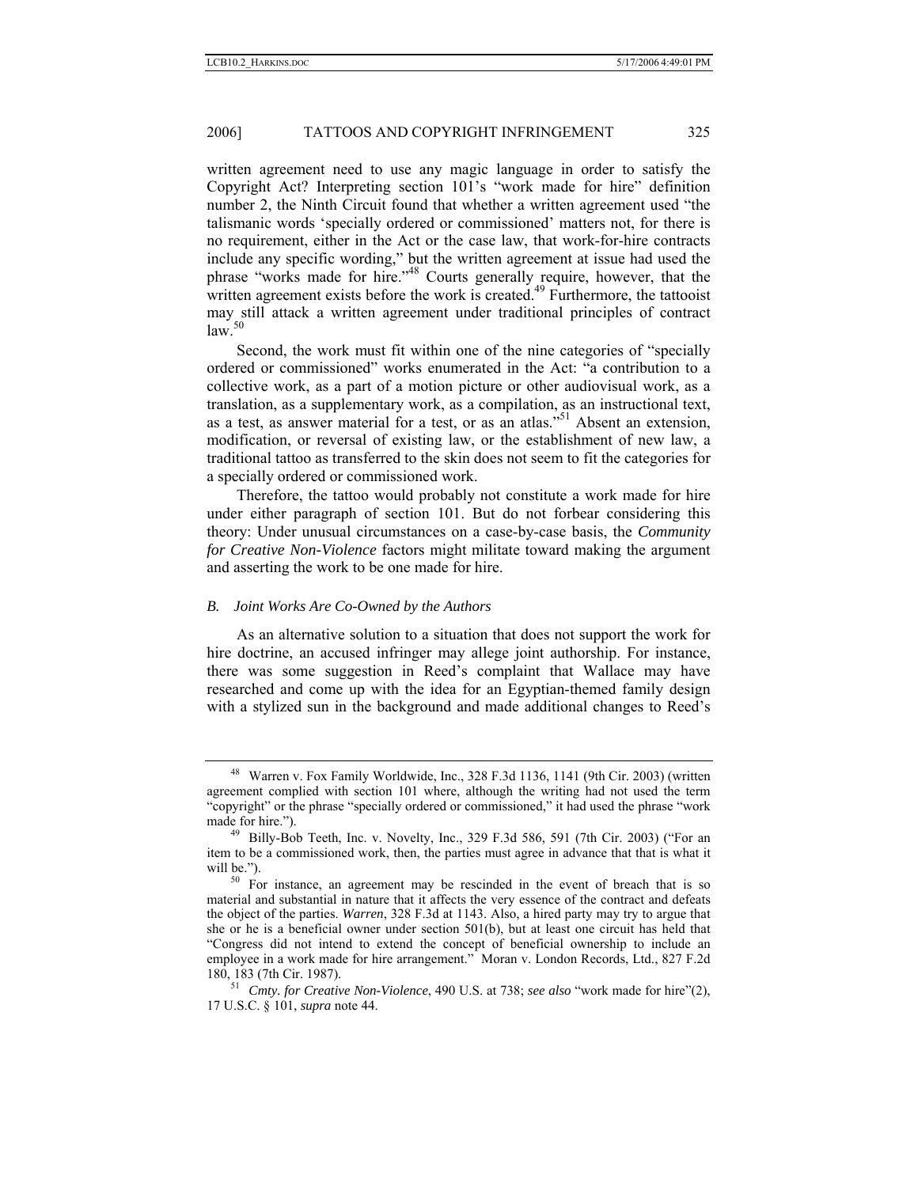written agreement need to use any magic language in order to satisfy the Copyright Act? Interpreting section 101's "work made for hire" definition number 2, the Ninth Circuit found that whether a written agreement used "the talismanic words 'specially ordered or commissioned' matters not, for there is no requirement, either in the Act or the case law, that work-for-hire contracts include any specific wording," but the written agreement at issue had used the phrase "works made for hire."[48] Courts generally require, however, that the written agreement exists before the work is created.[49] Furthermore, the tattooist may still attack a written agreement under traditional principles of contract law.[50]

Second, the work must fit within one of the nine categories of "specially ordered or commissioned" works enumerated in the Act: "a contribution to a collective work, as a part of a motion picture or other audiovisual work, as a translation, as a supplementary work, as a compilation, as an instructional text, as a test, as answer material for a test, or as an atlas."[51] Absent an extension, modification, or reversal of existing law, or the establishment of new law, a traditional tattoo as transferred to the skin does not seem to fit the categories for a specially ordered or commissioned work.

Therefore, the tattoo would probably not constitute a work made for hire under either paragraph of section 101. But do not forbear considering this theory: Under unusual circumstances on a case-by-case basis, the *Community for Creative Non-Violence* factors might militate toward making the argument and asserting the work to be one made for hire.

### *B. Joint Works Are Co-Owned by the Authors*

As an alternative solution to a situation that does not support the work for hire doctrine, an accused infringer may allege joint authorship. For instance, there was some suggestion in Reed's complaint that Wallace may have researched and come up with the idea for an Egyptian-themed family design with a stylized sun in the background and made additional changes to Reed's

---

[48] Warren v. Fox Family Worldwide, Inc., 328 F.3d 1136, 1141 (9th Cir. 2003) (written agreement complied with section 101 where, although the writing had not used the term "copyright" or the phrase "specially ordered or commissioned," it had used the phrase "work made for hire.").

[49] Billy-Bob Teeth, Inc. v. Novelty, Inc., 329 F.3d 586, 591 (7th Cir. 2003) ("For an item to be a commissioned work, then, the parties must agree in advance that that is what it will be.").

[50] For instance, an agreement may be rescinded in the event of breach that is so material and substantial in nature that it affects the very essence of the contract and defeats the object of the parties. *Warren*, 328 F.3d at 1143. Also, a hired party may try to argue that she or he is a beneficial owner under section 501(b), but at least one circuit has held that "Congress did not intend to extend the concept of beneficial ownership to include an employee in a work made for hire arrangement." Moran v. London Records, Ltd., 827 F.2d 180, 183 (7th Cir. 1987).

[51] *Cmty. for Creative Non-Violence*, 490 U.S. at 738; *see also* "work made for hire"(2), 17 U.S.C. § 101, *supra* note 44.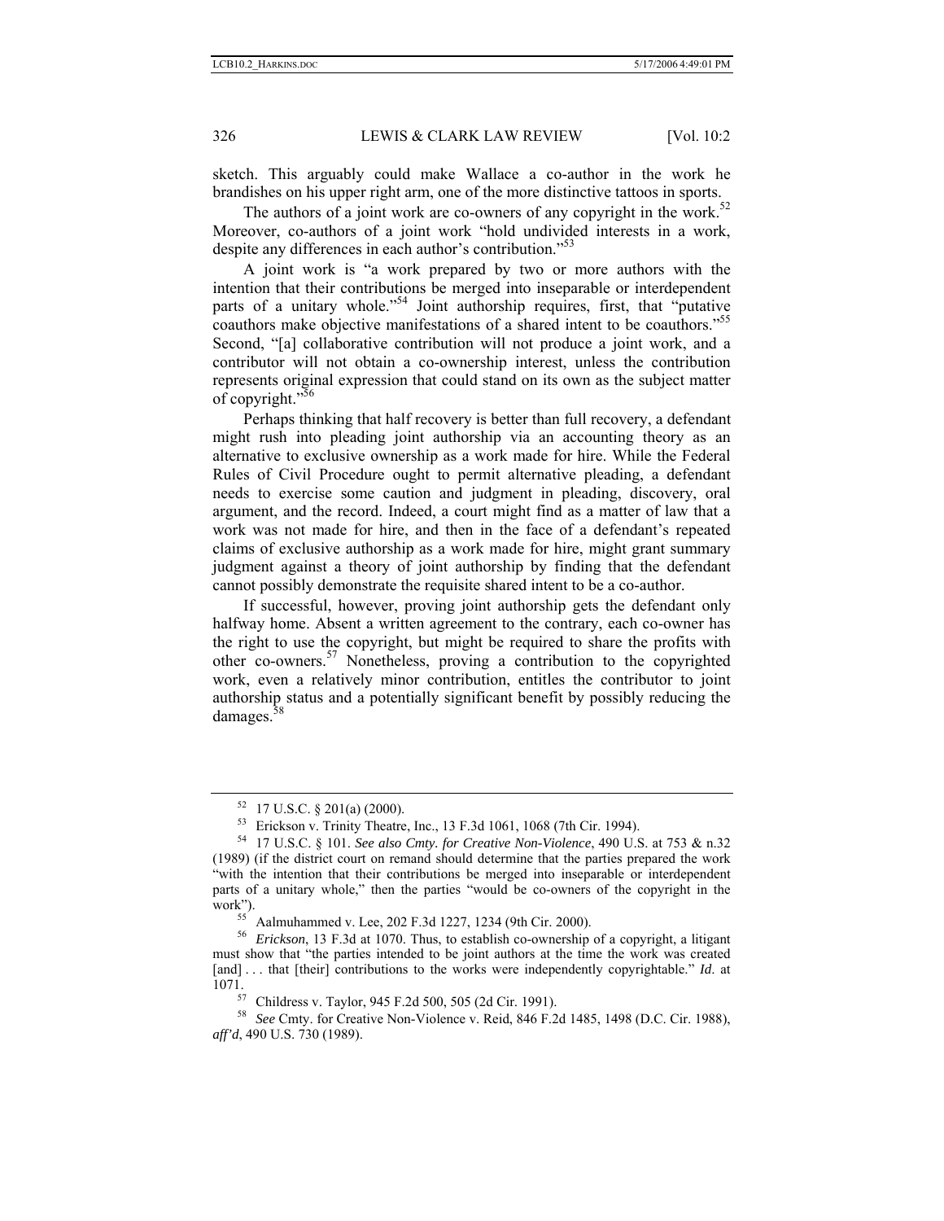sketch. This arguably could make Wallace a co-author in the work he brandishes on his upper right arm, one of the more distinctive tattoos in sports.

The authors of a joint work are co-owners of any copyright in the work.[52] Moreover, co-authors of a joint work "hold undivided interests in a work, despite any differences in each author's contribution."[53]

A joint work is "a work prepared by two or more authors with the intention that their contributions be merged into inseparable or interdependent parts of a unitary whole."[54] Joint authorship requires, first, that "putative coauthors make objective manifestations of a shared intent to be coauthors."[55] Second, "[a] collaborative contribution will not produce a joint work, and a contributor will not obtain a co-ownership interest, unless the contribution represents original expression that could stand on its own as the subject matter of copyright."[56]

Perhaps thinking that half recovery is better than full recovery, a defendant might rush into pleading joint authorship via an accounting theory as an alternative to exclusive ownership as a work made for hire. While the Federal Rules of Civil Procedure ought to permit alternative pleading, a defendant needs to exercise some caution and judgment in pleading, discovery, oral argument, and the record. Indeed, a court might find as a matter of law that a work was not made for hire, and then in the face of a defendant's repeated claims of exclusive authorship as a work made for hire, might grant summary judgment against a theory of joint authorship by finding that the defendant cannot possibly demonstrate the requisite shared intent to be a co-author.

If successful, however, proving joint authorship gets the defendant only halfway home. Absent a written agreement to the contrary, each co-owner has the right to use the copyright, but might be required to share the profits with other co-owners.[57] Nonetheless, proving a contribution to the copyrighted work, even a relatively minor contribution, entitles the contributor to joint authorship status and a potentially significant benefit by possibly reducing the damages.[58]

---

[52] 17 U.S.C. § 201(a) (2000).

[53] Erickson v. Trinity Theatre, Inc., 13 F.3d 1061, 1068 (7th Cir. 1994).

[54] 17 U.S.C. § 101. *See also Cmty. for Creative Non-Violence*, 490 U.S. at 753 & n.32 (1989) (if the district court on remand should determine that the parties prepared the work "with the intention that their contributions be merged into inseparable or interdependent parts of a unitary whole," then the parties "would be co-owners of the copyright in the work").

[55] Aalmuhammed v. Lee, 202 F.3d 1227, 1234 (9th Cir. 2000).

[56] *Erickson*, 13 F.3d at 1070. Thus, to establish co-ownership of a copyright, a litigant must show that "the parties intended to be joint authors at the time the work was created [and] . . . that [their] contributions to the works were independently copyrightable." *Id*. at 1071.

[57] Childress v. Taylor, 945 F.2d 500, 505 (2d Cir. 1991).

[58] *See* Cmty. for Creative Non-Violence v. Reid, 846 F.2d 1485, 1498 (D.C. Cir. 1988), *aff'd*, 490 U.S. 730 (1989).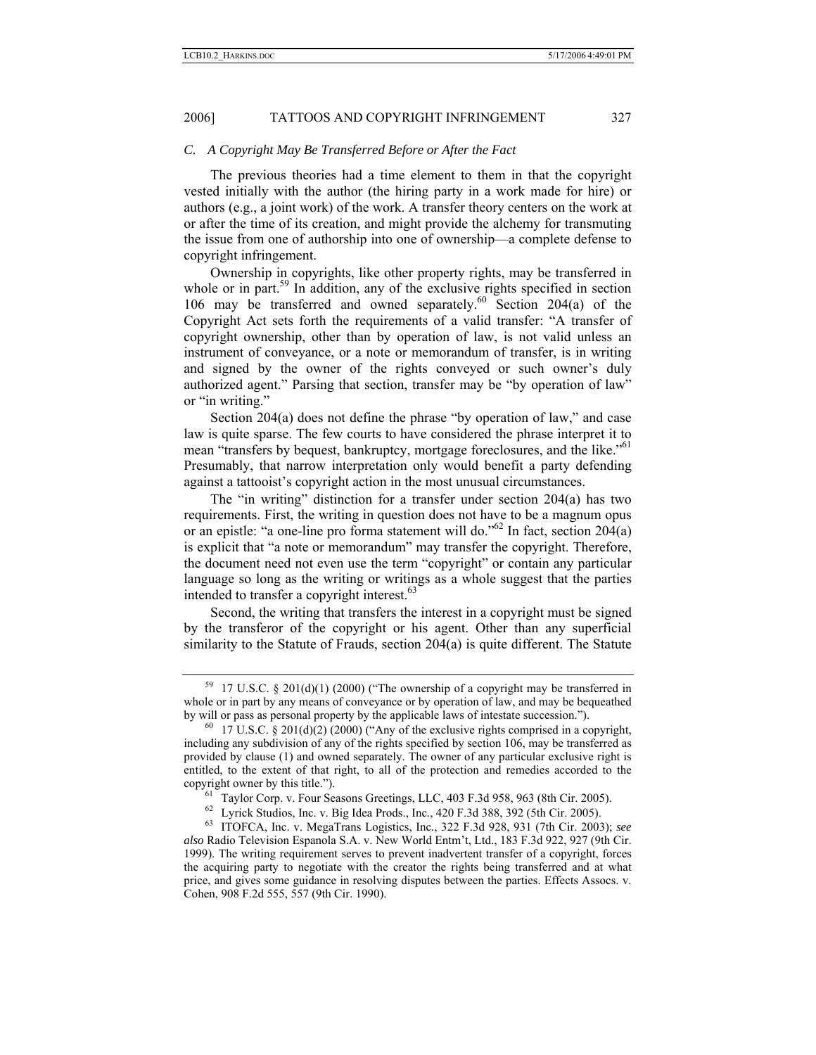### C. A Copyright May Be Transferred Before or After the Fact

The previous theories had a time element to them in that the copyright vested initially with the author (the hiring party in a work made for hire) or authors (e.g., a joint work) of the work. A transfer theory centers on the work at or after the time of its creation, and might provide the alchemy for transmuting the issue from one of authorship into one of ownership—a complete defense to copyright infringement.

Ownership in copyrights, like other property rights, may be transferred in whole or in part.[59] In addition, any of the exclusive rights specified in section 106 may be transferred and owned separately.[60] Section 204(a) of the Copyright Act sets forth the requirements of a valid transfer: "A transfer of copyright ownership, other than by operation of law, is not valid unless an instrument of conveyance, or a note or memorandum of transfer, is in writing and signed by the owner of the rights conveyed or such owner's duly authorized agent." Parsing that section, transfer may be "by operation of law" or "in writing."

Section 204(a) does not define the phrase "by operation of law," and case law is quite sparse. The few courts to have considered the phrase interpret it to mean "transfers by bequest, bankruptcy, mortgage foreclosures, and the like."[61] Presumably, that narrow interpretation only would benefit a party defending against a tattooist's copyright action in the most unusual circumstances.

The "in writing" distinction for a transfer under section 204(a) has two requirements. First, the writing in question does not have to be a magnum opus or an epistle: "a one-line pro forma statement will do."[62] In fact, section 204(a) is explicit that "a note or memorandum" may transfer the copyright. Therefore, the document need not even use the term "copyright" or contain any particular language so long as the writing or writings as a whole suggest that the parties intended to transfer a copyright interest.[63]

Second, the writing that transfers the interest in a copyright must be signed by the transferor of the copyright or his agent. Other than any superficial similarity to the Statute of Frauds, section 204(a) is quite different. The Statute

---

[59] 17 U.S.C. § 201(d)(1) (2000) ("The ownership of a copyright may be transferred in whole or in part by any means of conveyance or by operation of law, and may be bequeathed by will or pass as personal property by the applicable laws of intestate succession.").

[60] 17 U.S.C. § 201(d)(2) (2000) ("Any of the exclusive rights comprised in a copyright, including any subdivision of any of the rights specified by section 106, may be transferred as provided by clause (1) and owned separately. The owner of any particular exclusive right is entitled, to the extent of that right, to all of the protection and remedies accorded to the copyright owner by this title.").

[61] Taylor Corp. v. Four Seasons Greetings, LLC, 403 F.3d 958, 963 (8th Cir. 2005).

[62] Lyrick Studios, Inc. v. Big Idea Prods., Inc., 420 F.3d 388, 392 (5th Cir. 2005).

[63] ITOFCA, Inc. v. MegaTrans Logistics, Inc., 322 F.3d 928, 931 (7th Cir. 2003); *see also* Radio Television Espanola S.A. v. New World Entm't, Ltd., 183 F.3d 922, 927 (9th Cir. 1999). The writing requirement serves to prevent inadvertent transfer of a copyright, forces the acquiring party to negotiate with the creator the rights being transferred and at what price, and gives some guidance in resolving disputes between the parties. Effects Assocs. v. Cohen, 908 F.2d 555, 557 (9th Cir. 1990).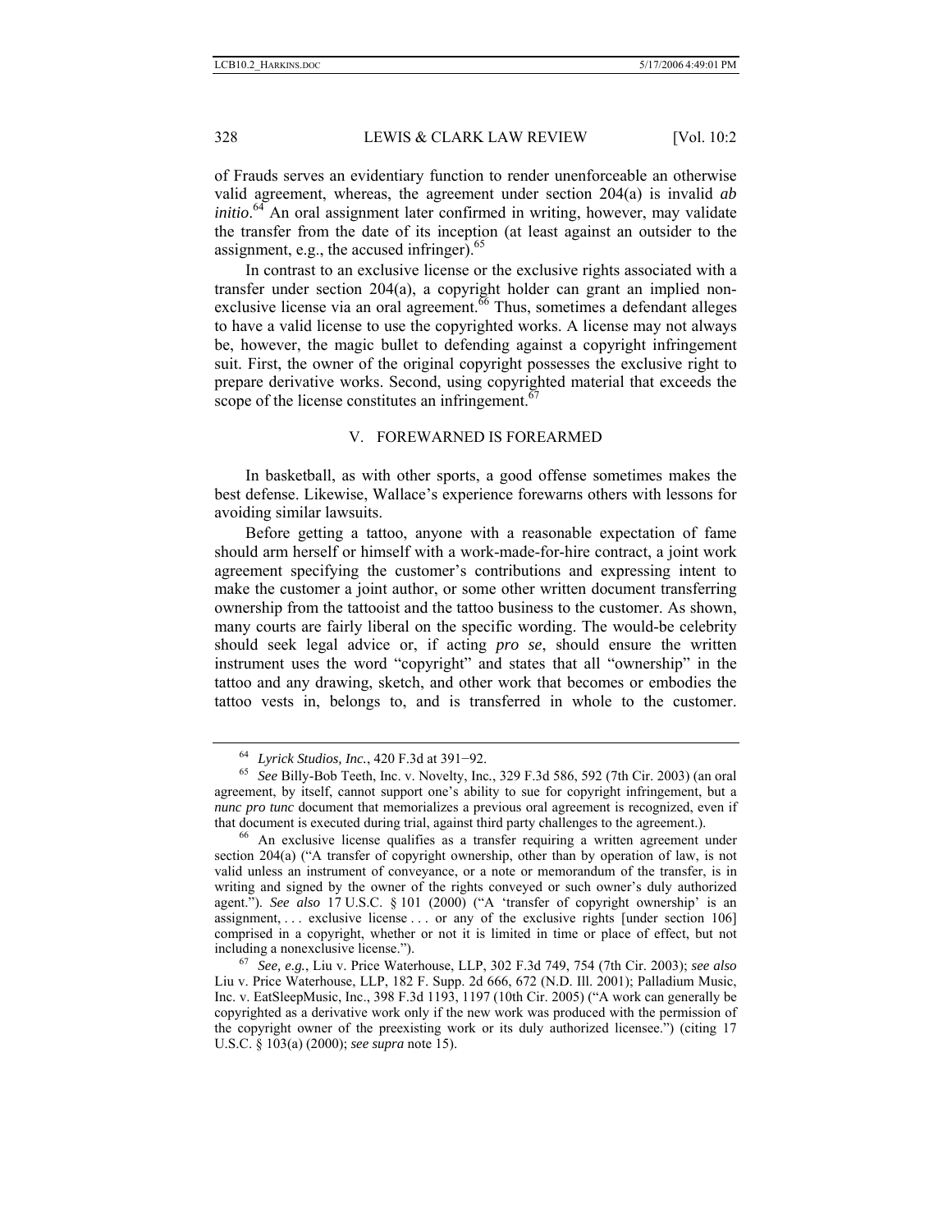of Frauds serves an evidentiary function to render unenforceable an otherwise valid agreement, whereas, the agreement under section 204(a) is invalid *ab initio*.[64] An oral assignment later confirmed in writing, however, may validate the transfer from the date of its inception (at least against an outsider to the assignment, e.g., the accused infringer).[65]

In contrast to an exclusive license or the exclusive rights associated with a transfer under section 204(a), a copyright holder can grant an implied non-exclusive license via an oral agreement.[66] Thus, sometimes a defendant alleges to have a valid license to use the copyrighted works. A license may not always be, however, the magic bullet to defending against a copyright infringement suit. First, the owner of the original copyright possesses the exclusive right to prepare derivative works. Second, using copyrighted material that exceeds the scope of the license constitutes an infringement.[67]

## V. FOREWARNED IS FOREARMED

In basketball, as with other sports, a good offense sometimes makes the best defense. Likewise, Wallace's experience forewarns others with lessons for avoiding similar lawsuits.

Before getting a tattoo, anyone with a reasonable expectation of fame should arm herself or himself with a work-made-for-hire contract, a joint work agreement specifying the customer's contributions and expressing intent to make the customer a joint author, or some other written document transferring ownership from the tattooist and the tattoo business to the customer. As shown, many courts are fairly liberal on the specific wording. The would-be celebrity should seek legal advice or, if acting *pro se*, should ensure the written instrument uses the word "copyright" and states that all "ownership" in the tattoo and any drawing, sketch, and other work that becomes or embodies the tattoo vests in, belongs to, and is transferred in whole to the customer.

---

[64] *Lyrick Studios, Inc.*, 420 F.3d at 391−92.

[65] *See* Billy-Bob Teeth, Inc. v. Novelty, Inc., 329 F.3d 586, 592 (7th Cir. 2003) (an oral agreement, by itself, cannot support one's ability to sue for copyright infringement, but a *nunc pro tunc* document that memorializes a previous oral agreement is recognized, even if that document is executed during trial, against third party challenges to the agreement.).

[66] An exclusive license qualifies as a transfer requiring a written agreement under section 204(a) ("A transfer of copyright ownership, other than by operation of law, is not valid unless an instrument of conveyance, or a note or memorandum of the transfer, is in writing and signed by the owner of the rights conveyed or such owner's duly authorized agent."). *See also* 17 U.S.C. § 101 (2000) ("A 'transfer of copyright ownership' is an assignment, . . . exclusive license . . . or any of the exclusive rights [under section 106] comprised in a copyright, whether or not it is limited in time or place of effect, but not including a nonexclusive license.").

[67] *See, e.g.*, Liu v. Price Waterhouse, LLP, 302 F.3d 749, 754 (7th Cir. 2003); *see also* Liu v. Price Waterhouse, LLP, 182 F. Supp. 2d 666, 672 (N.D. Ill. 2001); Palladium Music, Inc. v. EatSleepMusic, Inc., 398 F.3d 1193, 1197 (10th Cir. 2005) ("A work can generally be copyrighted as a derivative work only if the new work was produced with the permission of the copyright owner of the preexisting work or its duly authorized licensee.") (citing 17 U.S.C. § 103(a) (2000); *see supra* note 15).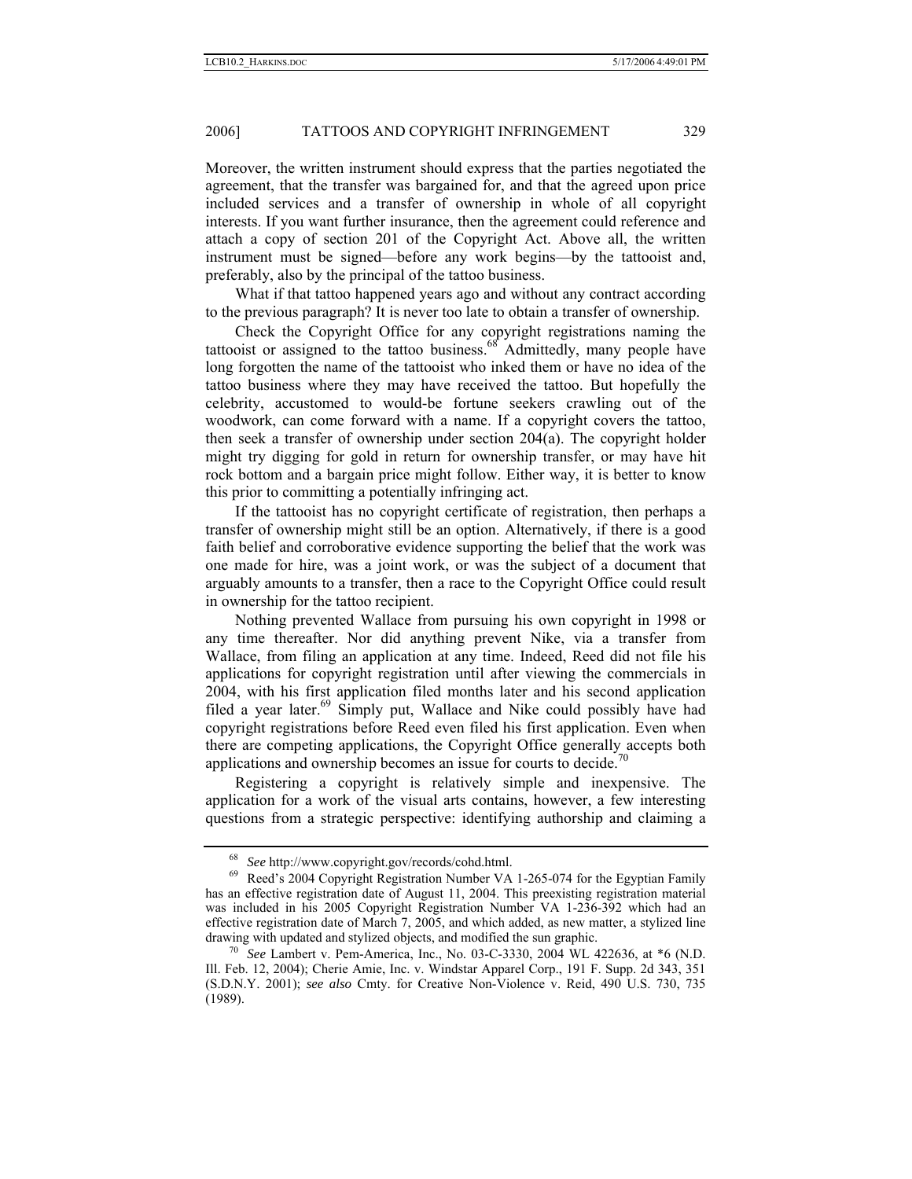Moreover, the written instrument should express that the parties negotiated the agreement, that the transfer was bargained for, and that the agreed upon price included services and a transfer of ownership in whole of all copyright interests. If you want further insurance, then the agreement could reference and attach a copy of section 201 of the Copyright Act. Above all, the written instrument must be signed—before any work begins—by the tattooist and, preferably, also by the principal of the tattoo business.

What if that tattoo happened years ago and without any contract according to the previous paragraph? It is never too late to obtain a transfer of ownership.

Check the Copyright Office for any copyright registrations naming the tattooist or assigned to the tattoo business.[68] Admittedly, many people have long forgotten the name of the tattooist who inked them or have no idea of the tattoo business where they may have received the tattoo. But hopefully the celebrity, accustomed to would-be fortune seekers crawling out of the woodwork, can come forward with a name. If a copyright covers the tattoo, then seek a transfer of ownership under section 204(a). The copyright holder might try digging for gold in return for ownership transfer, or may have hit rock bottom and a bargain price might follow. Either way, it is better to know this prior to committing a potentially infringing act.

If the tattooist has no copyright certificate of registration, then perhaps a transfer of ownership might still be an option. Alternatively, if there is a good faith belief and corroborative evidence supporting the belief that the work was one made for hire, was a joint work, or was the subject of a document that arguably amounts to a transfer, then a race to the Copyright Office could result in ownership for the tattoo recipient.

Nothing prevented Wallace from pursuing his own copyright in 1998 or any time thereafter. Nor did anything prevent Nike, via a transfer from Wallace, from filing an application at any time. Indeed, Reed did not file his applications for copyright registration until after viewing the commercials in 2004, with his first application filed months later and his second application filed a year later.[69] Simply put, Wallace and Nike could possibly have had copyright registrations before Reed even filed his first application. Even when there are competing applications, the Copyright Office generally accepts both applications and ownership becomes an issue for courts to decide.[70]

Registering a copyright is relatively simple and inexpensive. The application for a work of the visual arts contains, however, a few interesting questions from a strategic perspective: identifying authorship and claiming a

---

[68] *See* http://www.copyright.gov/records/cohd.html.

[69] Reed's 2004 Copyright Registration Number VA 1-265-074 for the Egyptian Family has an effective registration date of August 11, 2004. This preexisting registration material was included in his 2005 Copyright Registration Number VA 1-236-392 which had an effective registration date of March 7, 2005, and which added, as new matter, a stylized line drawing with updated and stylized objects, and modified the sun graphic.

[70] *See* Lambert v. Pem-America, Inc., No. 03-C-3330, 2004 WL 422636, at *6 (N.D. Ill. Feb. 12, 2004); Cherie Amie, Inc. v. Windstar Apparel Corp., 191 F. Supp. 2d 343, 351 (S.D.N.Y. 2001); *see also* Cmty. for Creative Non-Violence v. Reid, 490 U.S. 730, 735 (1989).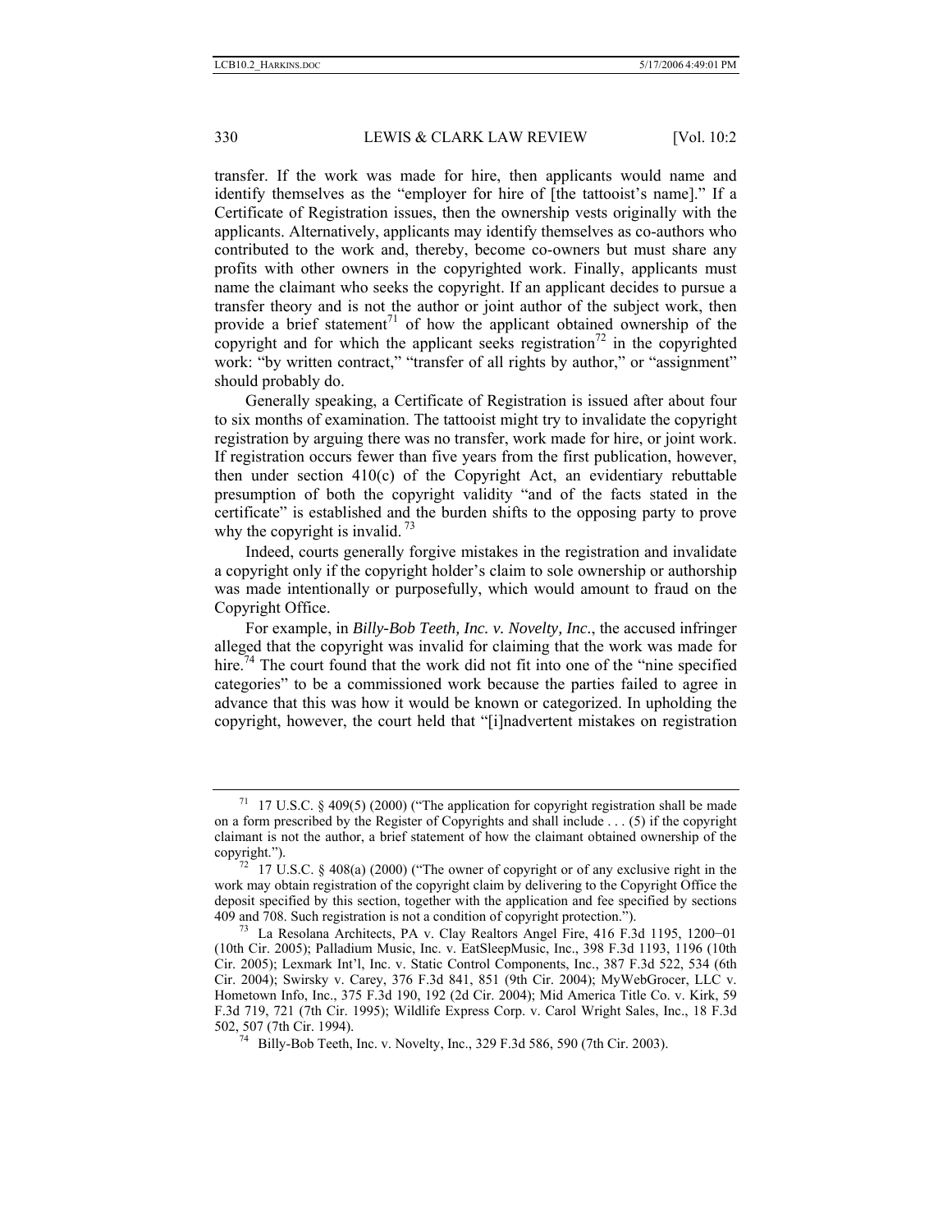transfer. If the work was made for hire, then applicants would name and identify themselves as the "employer for hire of [the tattooist's name]." If a Certificate of Registration issues, then the ownership vests originally with the applicants. Alternatively, applicants may identify themselves as co-authors who contributed to the work and, thereby, become co-owners but must share any profits with other owners in the copyrighted work. Finally, applicants must name the claimant who seeks the copyright. If an applicant decides to pursue a transfer theory and is not the author or joint author of the subject work, then provide a brief statement[71] of how the applicant obtained ownership of the copyright and for which the applicant seeks registration[72] in the copyrighted work: "by written contract," "transfer of all rights by author," or "assignment" should probably do.

Generally speaking, a Certificate of Registration is issued after about four to six months of examination. The tattooist might try to invalidate the copyright registration by arguing there was no transfer, work made for hire, or joint work. If registration occurs fewer than five years from the first publication, however, then under section 410(c) of the Copyright Act, an evidentiary rebuttable presumption of both the copyright validity "and of the facts stated in the certificate" is established and the burden shifts to the opposing party to prove why the copyright is invalid.[73]

Indeed, courts generally forgive mistakes in the registration and invalidate a copyright only if the copyright holder's claim to sole ownership or authorship was made intentionally or purposefully, which would amount to fraud on the Copyright Office.

For example, in *Billy-Bob Teeth, Inc. v. Novelty, Inc.*, the accused infringer alleged that the copyright was invalid for claiming that the work was made for hire.[74] The court found that the work did not fit into one of the "nine specified categories" to be a commissioned work because the parties failed to agree in advance that this was how it would be known or categorized. In upholding the copyright, however, the court held that "[i]nadvertent mistakes on registration

---

[71] 17 U.S.C. § 409(5) (2000) ("The application for copyright registration shall be made on a form prescribed by the Register of Copyrights and shall include . . . (5) if the copyright claimant is not the author, a brief statement of how the claimant obtained ownership of the copyright.").

[72] 17 U.S.C. § 408(a) (2000) ("The owner of copyright or of any exclusive right in the work may obtain registration of the copyright claim by delivering to the Copyright Office the deposit specified by this section, together with the application and fee specified by sections 409 and 708. Such registration is not a condition of copyright protection.").

[73] La Resolana Architects, PA v. Clay Realtors Angel Fire, 416 F.3d 1195, 1200–01 (10th Cir. 2005); Palladium Music, Inc. v. EatSleepMusic, Inc., 398 F.3d 1193, 1196 (10th Cir. 2005); Lexmark Int'l, Inc. v. Static Control Components, Inc., 387 F.3d 522, 534 (6th Cir. 2004); Swirsky v. Carey, 376 F.3d 841, 851 (9th Cir. 2004); MyWebGrocer, LLC v. Hometown Info, Inc., 375 F.3d 190, 192 (2d Cir. 2004); Mid America Title Co. v. Kirk, 59 F.3d 719, 721 (7th Cir. 1995); Wildlife Express Corp. v. Carol Wright Sales, Inc., 18 F.3d 502, 507 (7th Cir. 1994).

[74] Billy-Bob Teeth, Inc. v. Novelty, Inc., 329 F.3d 586, 590 (7th Cir. 2003).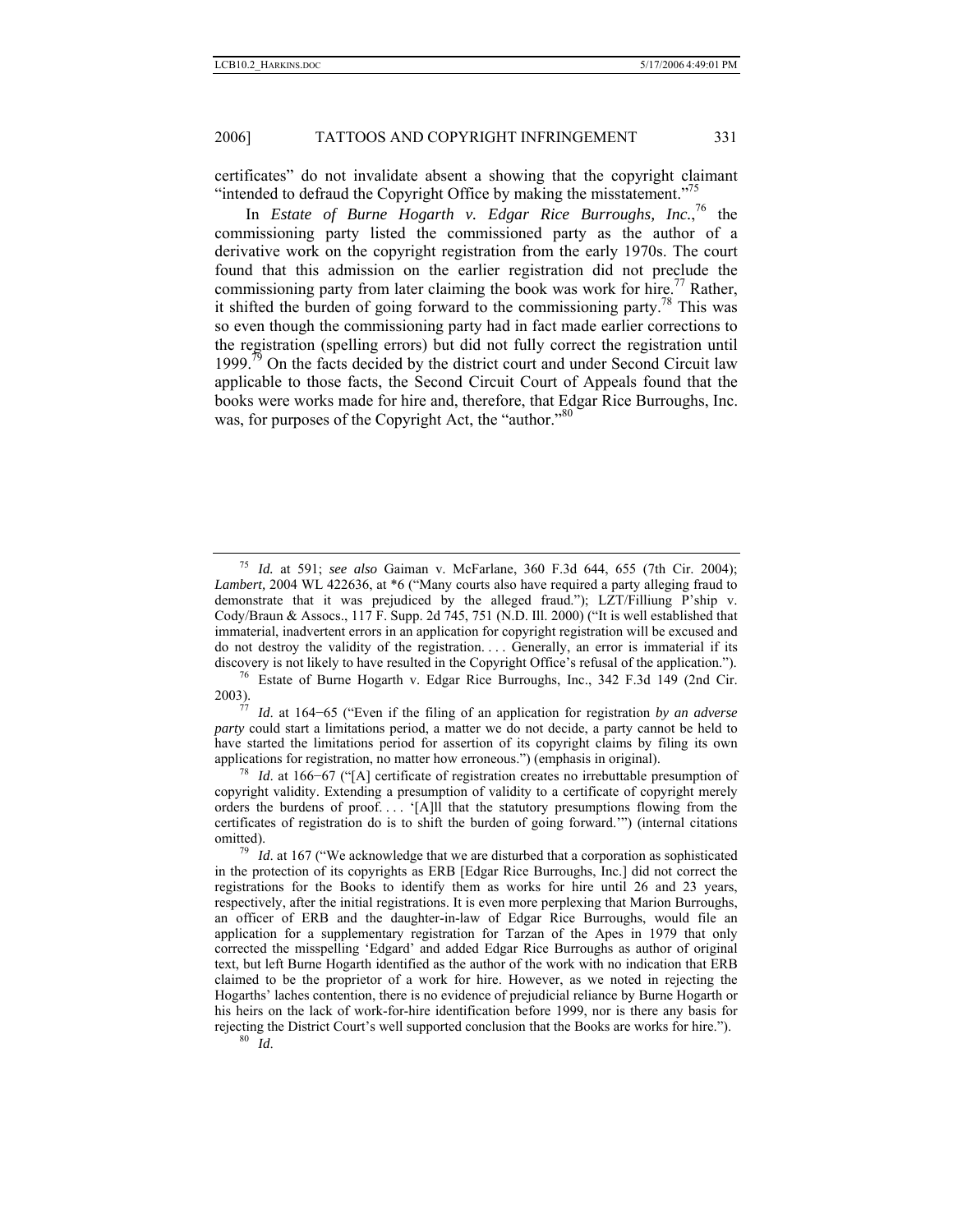certificates" do not invalidate absent a showing that the copyright claimant "intended to defraud the Copyright Office by making the misstatement."[75]

In *Estate of Burne Hogarth v. Edgar Rice Burroughs, Inc.*,[76] the commissioning party listed the commissioned party as the author of a derivative work on the copyright registration from the early 1970s. The court found that this admission on the earlier registration did not preclude the commissioning party from later claiming the book was work for hire.[77] Rather, it shifted the burden of going forward to the commissioning party.[78] This was so even though the commissioning party had in fact made earlier corrections to the registration (spelling errors) but did not fully correct the registration until 1999.[79] On the facts decided by the district court and under Second Circuit law applicable to those facts, the Second Circuit Court of Appeals found that the books were works made for hire and, therefore, that Edgar Rice Burroughs, Inc. was, for purposes of the Copyright Act, the "author."[80]

---

[75] *Id.* at 591; *see also* Gaiman v. McFarlane, 360 F.3d 644, 655 (7th Cir. 2004); *Lambert,* 2004 WL 422636, at *6 ("Many courts also have required a party alleging fraud to demonstrate that it was prejudiced by the alleged fraud."); LZT/Filliung P'ship v. Cody/Braun & Assocs., 117 F. Supp. 2d 745, 751 (N.D. Ill. 2000) ("It is well established that immaterial, inadvertent errors in an application for copyright registration will be excused and do not destroy the validity of the registration. . . . Generally, an error is immaterial if its discovery is not likely to have resulted in the Copyright Office's refusal of the application.").

[76] Estate of Burne Hogarth v. Edgar Rice Burroughs, Inc., 342 F.3d 149 (2nd Cir. 2003).

[77] *Id*. at 164−65 ("Even if the filing of an application for registration *by an adverse party* could start a limitations period, a matter we do not decide, a party cannot be held to have started the limitations period for assertion of its copyright claims by filing its own applications for registration, no matter how erroneous.") (emphasis in original).

[78] *Id*. at 166−67 ("[A] certificate of registration creates no irrebuttable presumption of copyright validity. Extending a presumption of validity to a certificate of copyright merely orders the burdens of proof. . . . '[A]ll that the statutory presumptions flowing from the certificates of registration do is to shift the burden of going forward.'") (internal citations omitted).

[79] *Id*. at 167 ("We acknowledge that we are disturbed that a corporation as sophisticated in the protection of its copyrights as ERB [Edgar Rice Burroughs, Inc.] did not correct the registrations for the Books to identify them as works for hire until 26 and 23 years, respectively, after the initial registrations. It is even more perplexing that Marion Burroughs, an officer of ERB and the daughter-in-law of Edgar Rice Burroughs, would file an application for a supplementary registration for Tarzan of the Apes in 1979 that only corrected the misspelling 'Edgard' and added Edgar Rice Burroughs as author of original text, but left Burne Hogarth identified as the author of the work with no indication that ERB claimed to be the proprietor of a work for hire. However, as we noted in rejecting the Hogarths' laches contention, there is no evidence of prejudicial reliance by Burne Hogarth or his heirs on the lack of work-for-hire identification before 1999, nor is there any basis for rejecting the District Court's well supported conclusion that the Books are works for hire.").

[80] *Id*.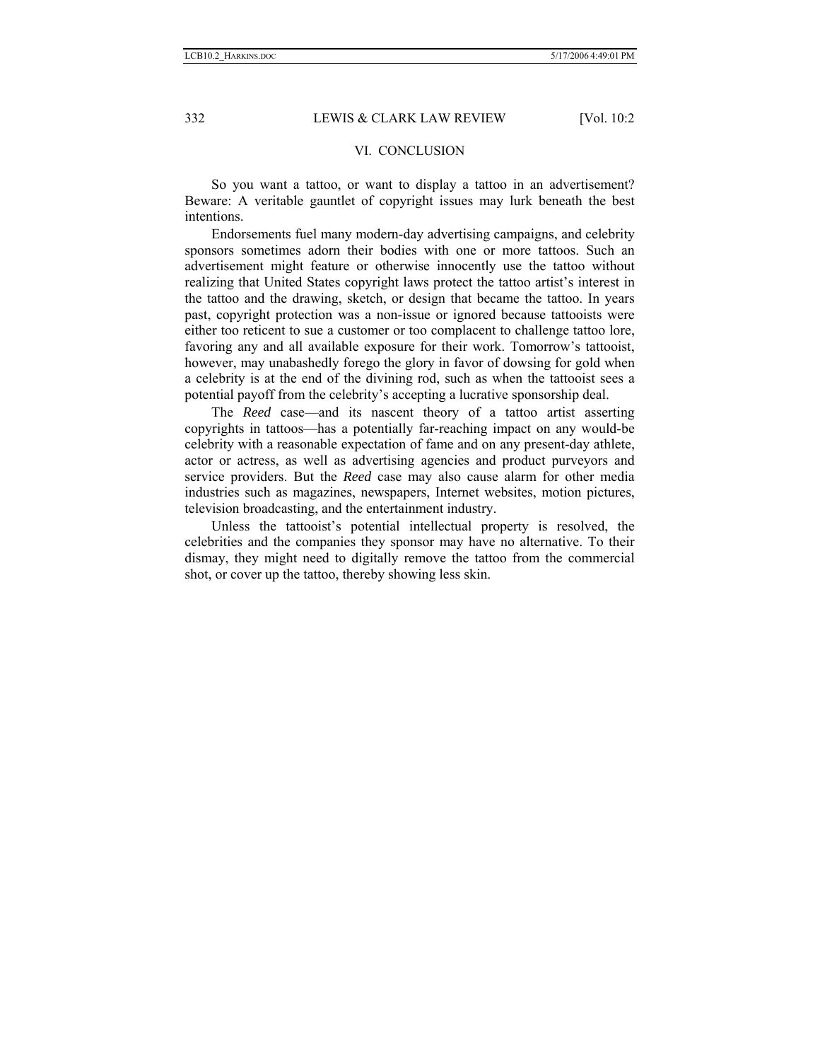## VI. CONCLUSION

So you want a tattoo, or want to display a tattoo in an advertisement? Beware: A veritable gauntlet of copyright issues may lurk beneath the best intentions.

Endorsements fuel many modern-day advertising campaigns, and celebrity sponsors sometimes adorn their bodies with one or more tattoos. Such an advertisement might feature or otherwise innocently use the tattoo without realizing that United States copyright laws protect the tattoo artist's interest in the tattoo and the drawing, sketch, or design that became the tattoo. In years past, copyright protection was a non-issue or ignored because tattooists were either too reticent to sue a customer or too complacent to challenge tattoo lore, favoring any and all available exposure for their work. Tomorrow's tattooist, however, may unabashedly forego the glory in favor of dowsing for gold when a celebrity is at the end of the divining rod, such as when the tattooist sees a potential payoff from the celebrity's accepting a lucrative sponsorship deal.

The *Reed* case—and its nascent theory of a tattoo artist asserting copyrights in tattoos—has a potentially far-reaching impact on any would-be celebrity with a reasonable expectation of fame and on any present-day athlete, actor or actress, as well as advertising agencies and product purveyors and service providers. But the *Reed* case may also cause alarm for other media industries such as magazines, newspapers, Internet websites, motion pictures, television broadcasting, and the entertainment industry.

Unless the tattooist's potential intellectual property is resolved, the celebrities and the companies they sponsor may have no alternative. To their dismay, they might need to digitally remove the tattoo from the commercial shot, or cover up the tattoo, thereby showing less skin.